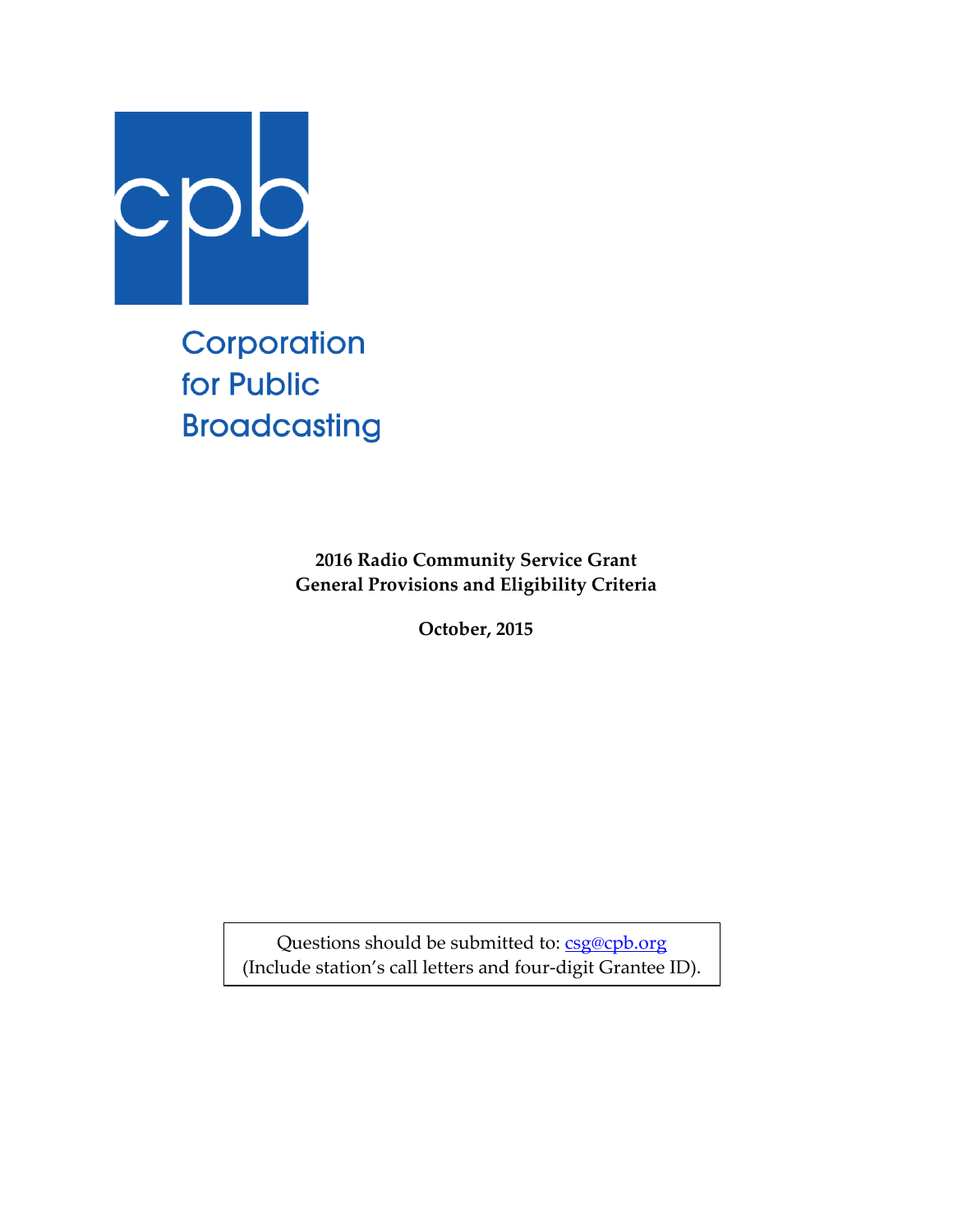Corporation
for Public
Broadcasting

**2016 Radio Community Service Grant**
**General Provisions and Eligibility Criteria**

**October, 2015**

Questions should be submitted to: [csg@cpb.org](mailto:csg@cpb.org)
(Include station's call letters and four-digit Grantee ID).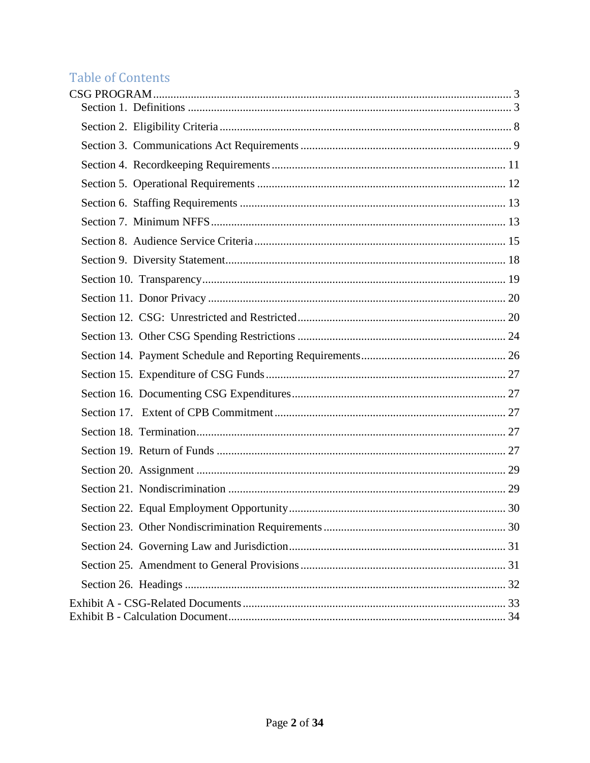## Table of Contents

CSG PROGRAM ............................................................................................................ 3

- Section 1. Definitions ............................................................................................ 3
- Section 2. Eligibility Criteria .................................................................................. 8
- Section 3. Communications Act Requirements ...................................................... 9
- Section 4. Recordkeeping Requirements .............................................................. 11
- Section 5. Operational Requirements ................................................................... 12
- Section 6. Staffing Requirements ......................................................................... 13
- Section 7. Minimum NFFS .................................................................................... 13
- Section 8. Audience Service Criteria ..................................................................... 15
- Section 9. Diversity Statement.............................................................................. 18
- Section 10. Transparency...................................................................................... 19
- Section 11. Donor Privacy .................................................................................... 20
- Section 12. CSG: Unrestricted and Restricted...................................................... 20
- Section 13. Other CSG Spending Restrictions ...................................................... 24
- Section 14. Payment Schedule and Reporting Requirements................................ 26
- Section 15. Expenditure of CSG Funds ................................................................. 27
- Section 16. Documenting CSG Expenditures........................................................ 27
- Section 17. Extent of CPB Commitment .............................................................. 27
- Section 18. Termination........................................................................................ 27
- Section 19. Return of Funds ................................................................................. 27
- Section 20. Assignment ........................................................................................ 29
- Section 21. Nondiscrimination .............................................................................. 29
- Section 22. Equal Employment Opportunity......................................................... 30
- Section 23. Other Nondiscrimination Requirements ............................................. 30
- Section 24. Governing Law and Jurisdiction......................................................... 31
- Section 25. Amendment to General Provisions ..................................................... 31
- Section 26. Headings ............................................................................................ 32

Exhibit A - CSG-Related Documents.......................................................................... 33

Exhibit B - Calculation Document.............................................................................. 34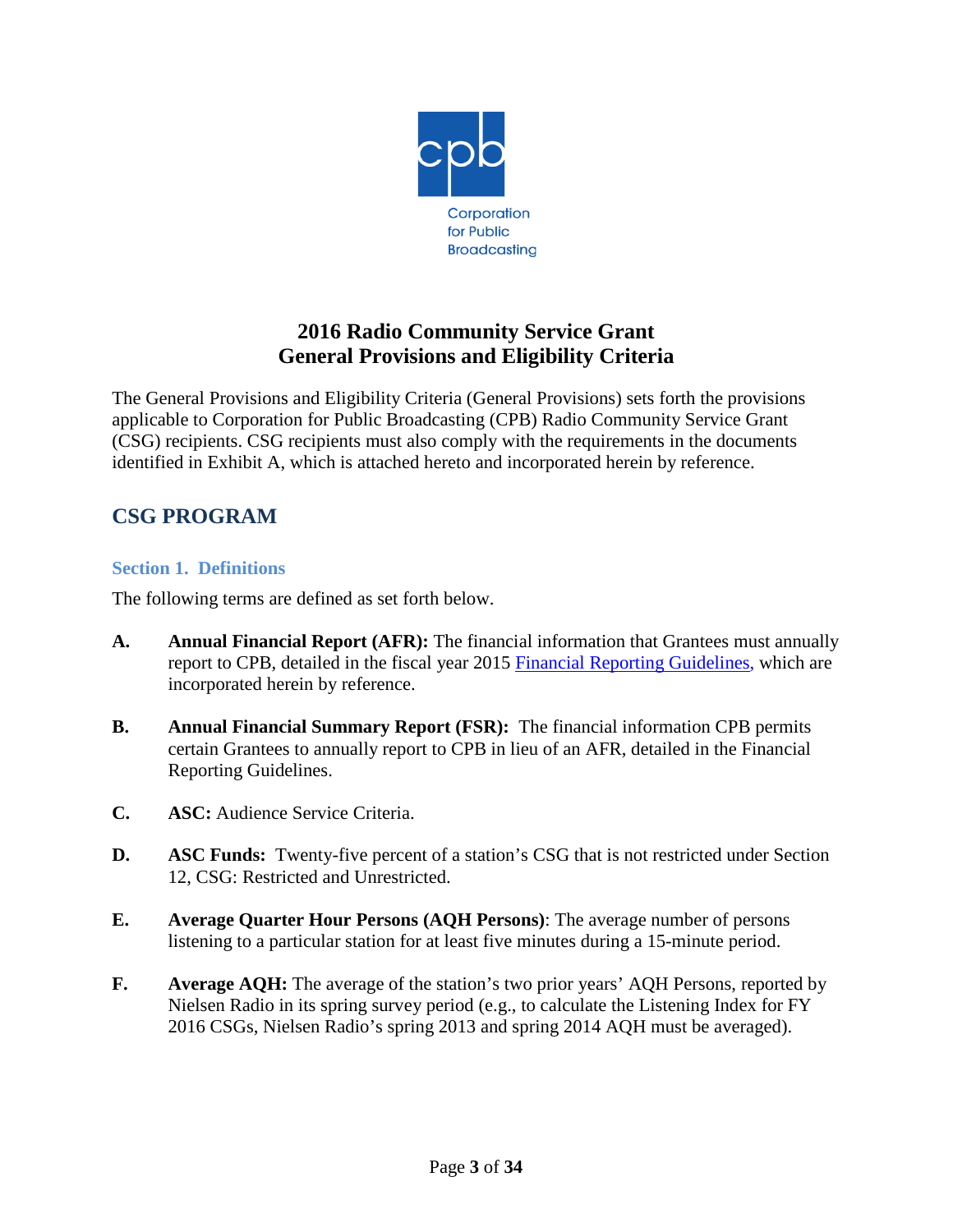# 2016 Radio Community Service Grant
# General Provisions and Eligibility Criteria

The General Provisions and Eligibility Criteria (General Provisions) sets forth the provisions applicable to Corporation for Public Broadcasting (CPB) Radio Community Service Grant (CSG) recipients. CSG recipients must also comply with the requirements in the documents identified in Exhibit A, which is attached hereto and incorporated herein by reference.

## CSG PROGRAM

### Section 1. Definitions

The following terms are defined as set forth below.

**A.** **Annual Financial Report (AFR):** The financial information that Grantees must annually report to CPB, detailed in the fiscal year 2015 Financial Reporting Guidelines, which are incorporated herein by reference.

**B.** **Annual Financial Summary Report (FSR):** The financial information CPB permits certain Grantees to annually report to CPB in lieu of an AFR, detailed in the Financial Reporting Guidelines.

**C.** **ASC:** Audience Service Criteria.

**D.** **ASC Funds:** Twenty-five percent of a station's CSG that is not restricted under Section 12, CSG: Restricted and Unrestricted.

**E.** **Average Quarter Hour Persons (AQH Persons)**: The average number of persons listening to a particular station for at least five minutes during a 15-minute period.

**F.** **Average AQH:** The average of the station's two prior years' AQH Persons, reported by Nielsen Radio in its spring survey period (e.g., to calculate the Listening Index for FY 2016 CSGs, Nielsen Radio's spring 2013 and spring 2014 AQH must be averaged).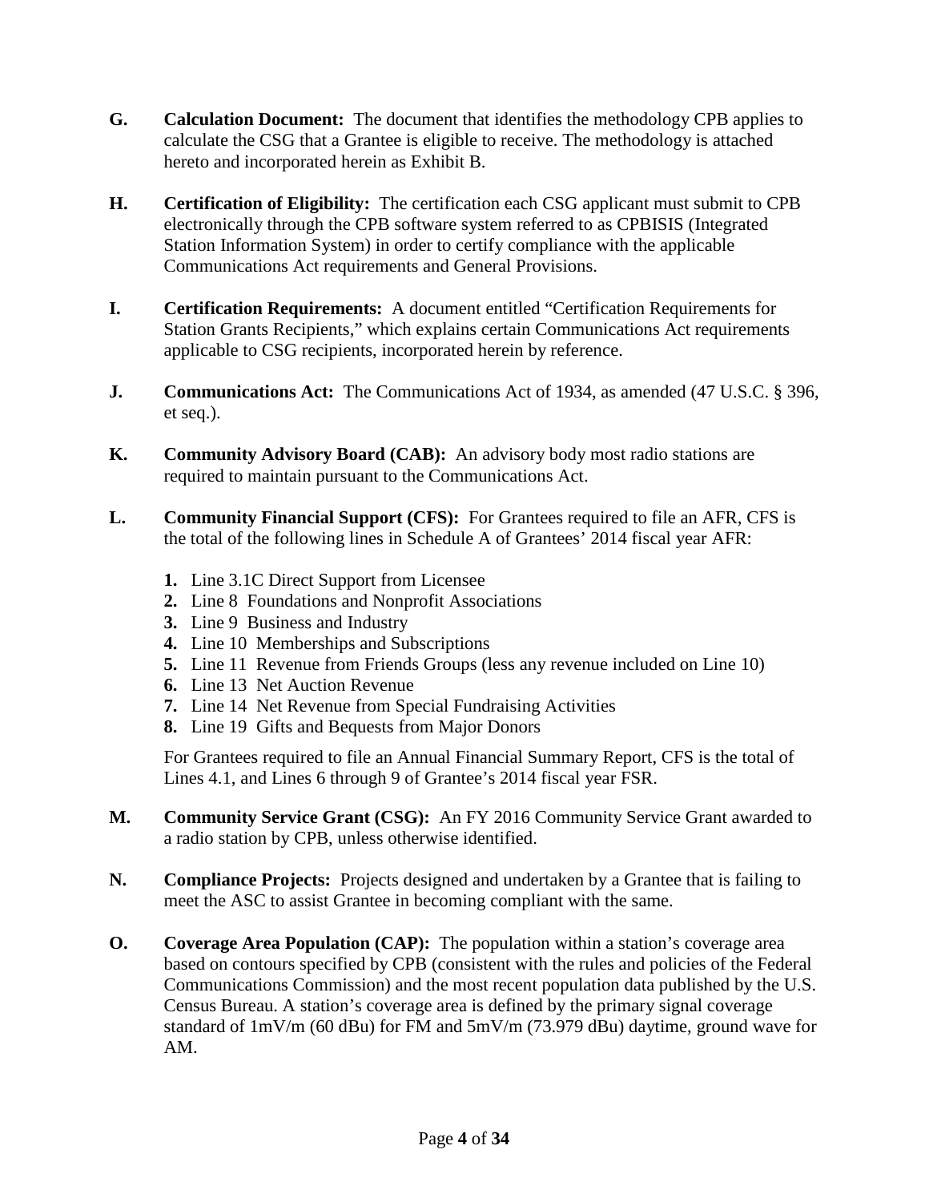**G. Calculation Document:** The document that identifies the methodology CPB applies to calculate the CSG that a Grantee is eligible to receive. The methodology is attached hereto and incorporated herein as Exhibit B.

**H. Certification of Eligibility:** The certification each CSG applicant must submit to CPB electronically through the CPB software system referred to as CPBISIS (Integrated Station Information System) in order to certify compliance with the applicable Communications Act requirements and General Provisions.

**I. Certification Requirements:** A document entitled "Certification Requirements for Station Grants Recipients," which explains certain Communications Act requirements applicable to CSG recipients, incorporated herein by reference.

**J. Communications Act:** The Communications Act of 1934, as amended (47 U.S.C. § 396, et seq.).

**K. Community Advisory Board (CAB):** An advisory body most radio stations are required to maintain pursuant to the Communications Act.

**L. Community Financial Support (CFS):** For Grantees required to file an AFR, CFS is the total of the following lines in Schedule A of Grantees' 2014 fiscal year AFR:

1. Line 3.1C Direct Support from Licensee
2. Line 8 Foundations and Nonprofit Associations
3. Line 9 Business and Industry
4. Line 10 Memberships and Subscriptions
5. Line 11 Revenue from Friends Groups (less any revenue included on Line 10)
6. Line 13 Net Auction Revenue
7. Line 14 Net Revenue from Special Fundraising Activities
8. Line 19 Gifts and Bequests from Major Donors

For Grantees required to file an Annual Financial Summary Report, CFS is the total of Lines 4.1, and Lines 6 through 9 of Grantee's 2014 fiscal year FSR.

**M. Community Service Grant (CSG):** An FY 2016 Community Service Grant awarded to a radio station by CPB, unless otherwise identified.

**N. Compliance Projects:** Projects designed and undertaken by a Grantee that is failing to meet the ASC to assist Grantee in becoming compliant with the same.

**O. Coverage Area Population (CAP):** The population within a station's coverage area based on contours specified by CPB (consistent with the rules and policies of the Federal Communications Commission) and the most recent population data published by the U.S. Census Bureau. A station's coverage area is defined by the primary signal coverage standard of 1mV/m (60 dBu) for FM and 5mV/m (73.979 dBu) daytime, ground wave for AM.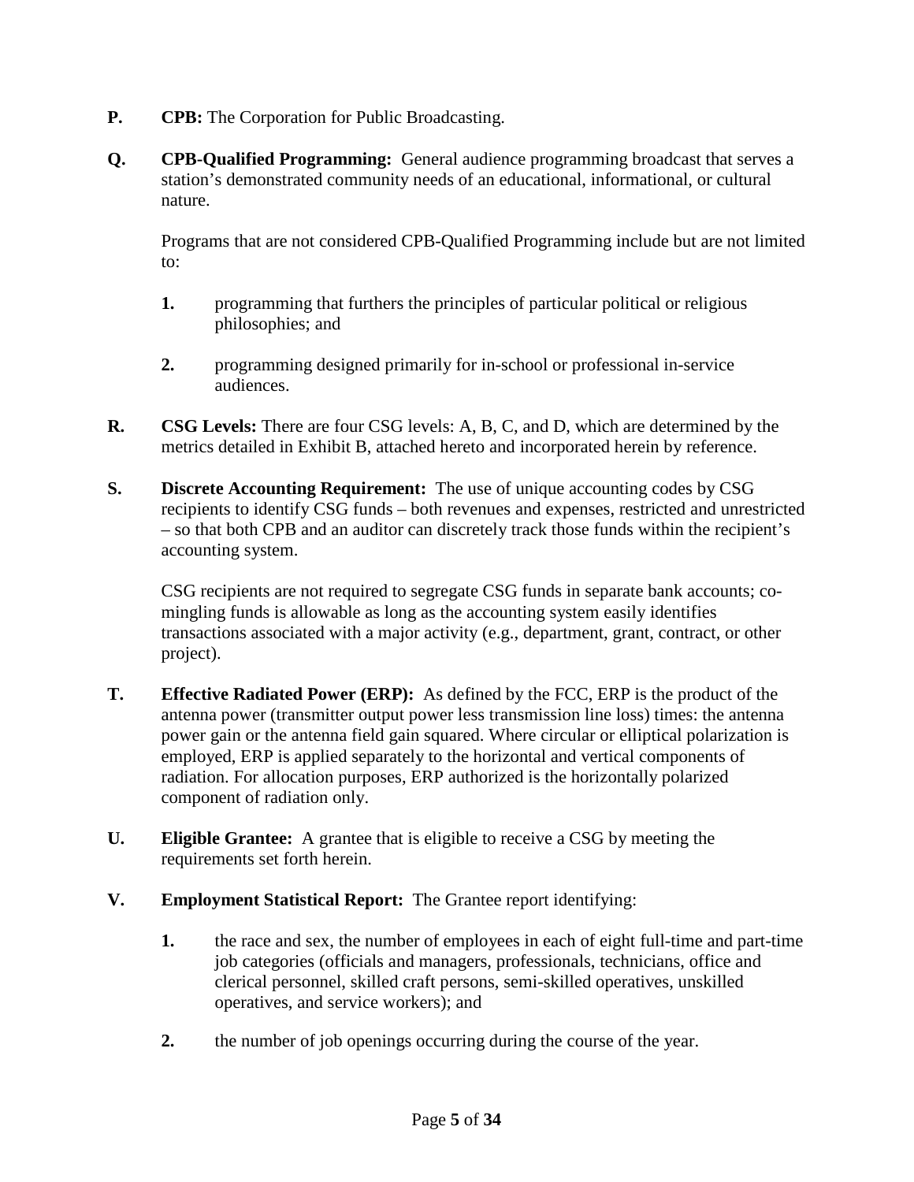**P.** **CPB:** The Corporation for Public Broadcasting.

**Q.** **CPB-Qualified Programming:** General audience programming broadcast that serves a station's demonstrated community needs of an educational, informational, or cultural nature.

Programs that are not considered CPB-Qualified Programming include but are not limited to:

1. programming that furthers the principles of particular political or religious philosophies; and

2. programming designed primarily for in-school or professional in-service audiences.

**R.** **CSG Levels:** There are four CSG levels: A, B, C, and D, which are determined by the metrics detailed in Exhibit B, attached hereto and incorporated herein by reference.

**S.** **Discrete Accounting Requirement:** The use of unique accounting codes by CSG recipients to identify CSG funds – both revenues and expenses, restricted and unrestricted – so that both CPB and an auditor can discretely track those funds within the recipient's accounting system.

CSG recipients are not required to segregate CSG funds in separate bank accounts; co-mingling funds is allowable as long as the accounting system easily identifies transactions associated with a major activity (e.g., department, grant, contract, or other project).

**T.** **Effective Radiated Power (ERP):** As defined by the FCC, ERP is the product of the antenna power (transmitter output power less transmission line loss) times: the antenna power gain or the antenna field gain squared. Where circular or elliptical polarization is employed, ERP is applied separately to the horizontal and vertical components of radiation. For allocation purposes, ERP authorized is the horizontally polarized component of radiation only.

**U.** **Eligible Grantee:** A grantee that is eligible to receive a CSG by meeting the requirements set forth herein.

**V.** **Employment Statistical Report:** The Grantee report identifying:

1. the race and sex, the number of employees in each of eight full-time and part-time job categories (officials and managers, professionals, technicians, office and clerical personnel, skilled craft persons, semi-skilled operatives, unskilled operatives, and service workers); and

2. the number of job openings occurring during the course of the year.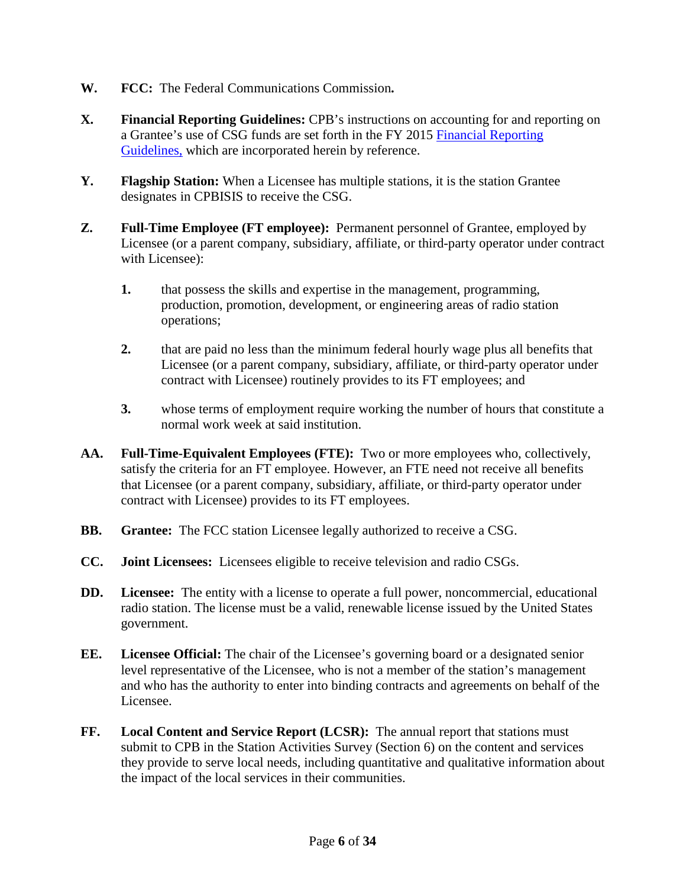**W.** **FCC:** The Federal Communications Commission**.**

**X.** **Financial Reporting Guidelines:** CPB's instructions on accounting for and reporting on a Grantee's use of CSG funds are set forth in the FY 2015 Financial Reporting Guidelines, which are incorporated herein by reference.

**Y.** **Flagship Station:** When a Licensee has multiple stations, it is the station Grantee designates in CPBISIS to receive the CSG.

**Z.** **Full-Time Employee (FT employee):** Permanent personnel of Grantee, employed by Licensee (or a parent company, subsidiary, affiliate, or third-party operator under contract with Licensee):

> **1.** that possess the skills and expertise in the management, programming, production, promotion, development, or engineering areas of radio station operations;
>
> **2.** that are paid no less than the minimum federal hourly wage plus all benefits that Licensee (or a parent company, subsidiary, affiliate, or third-party operator under contract with Licensee) routinely provides to its FT employees; and
>
> **3.** whose terms of employment require working the number of hours that constitute a normal work week at said institution.

**AA.** **Full-Time-Equivalent Employees (FTE):** Two or more employees who, collectively, satisfy the criteria for an FT employee. However, an FTE need not receive all benefits that Licensee (or a parent company, subsidiary, affiliate, or third-party operator under contract with Licensee) provides to its FT employees.

**BB.** **Grantee:** The FCC station Licensee legally authorized to receive a CSG.

**CC.** **Joint Licensees:** Licensees eligible to receive television and radio CSGs.

**DD.** **Licensee:** The entity with a license to operate a full power, noncommercial, educational radio station. The license must be a valid, renewable license issued by the United States government.

**EE.** **Licensee Official:** The chair of the Licensee's governing board or a designated senior level representative of the Licensee, who is not a member of the station's management and who has the authority to enter into binding contracts and agreements on behalf of the Licensee.

**FF.** **Local Content and Service Report (LCSR):** The annual report that stations must submit to CPB in the Station Activities Survey (Section 6) on the content and services they provide to serve local needs, including quantitative and qualitative information about the impact of the local services in their communities.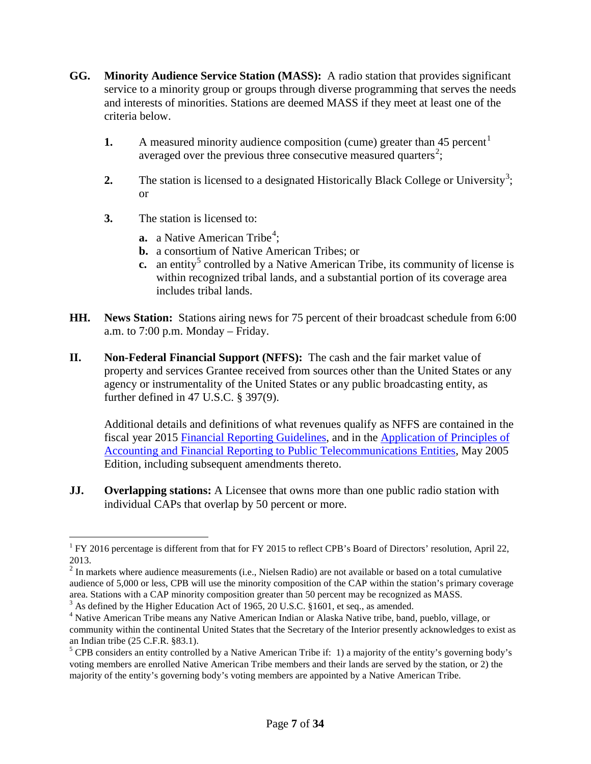**GG. Minority Audience Service Station (MASS):** A radio station that provides significant service to a minority group or groups through diverse programming that serves the needs and interests of minorities. Stations are deemed MASS if they meet at least one of the criteria below.

1. A measured minority audience composition (cume) greater than 45 percent[1] averaged over the previous three consecutive measured quarters[2];

2. The station is licensed to a designated Historically Black College or University[3]; or

3. The station is licensed to:

   a. a Native American Tribe[4];
   b. a consortium of Native American Tribes; or
   c. an entity[5] controlled by a Native American Tribe, its community of license is within recognized tribal lands, and a substantial portion of its coverage area includes tribal lands.

**HH. News Station:** Stations airing news for 75 percent of their broadcast schedule from 6:00 a.m. to 7:00 p.m. Monday – Friday.

**II. Non-Federal Financial Support (NFFS):** The cash and the fair market value of property and services Grantee received from sources other than the United States or any agency or instrumentality of the United States or any public broadcasting entity, as further defined in 47 U.S.C. § 397(9).

Additional details and definitions of what revenues qualify as NFFS are contained in the fiscal year 2015 Financial Reporting Guidelines, and in the Application of Principles of Accounting and Financial Reporting to Public Telecommunications Entities, May 2005 Edition, including subsequent amendments thereto.

**JJ. Overlapping stations:** A Licensee that owns more than one public radio station with individual CAPs that overlap by 50 percent or more.

---

[1] FY 2016 percentage is different from that for FY 2015 to reflect CPB's Board of Directors' resolution, April 22, 2013.

[2] In markets where audience measurements (i.e., Nielsen Radio) are not available or based on a total cumulative audience of 5,000 or less, CPB will use the minority composition of the CAP within the station's primary coverage area. Stations with a CAP minority composition greater than 50 percent may be recognized as MASS.

[3] As defined by the Higher Education Act of 1965, 20 U.S.C. §1601, et seq., as amended.

[4] Native American Tribe means any Native American Indian or Alaska Native tribe, band, pueblo, village, or community within the continental United States that the Secretary of the Interior presently acknowledges to exist as an Indian tribe (25 C.F.R. §83.1).

[5] CPB considers an entity controlled by a Native American Tribe if: 1) a majority of the entity's governing body's voting members are enrolled Native American Tribe members and their lands are served by the station, or 2) the majority of the entity's governing body's voting members are appointed by a Native American Tribe.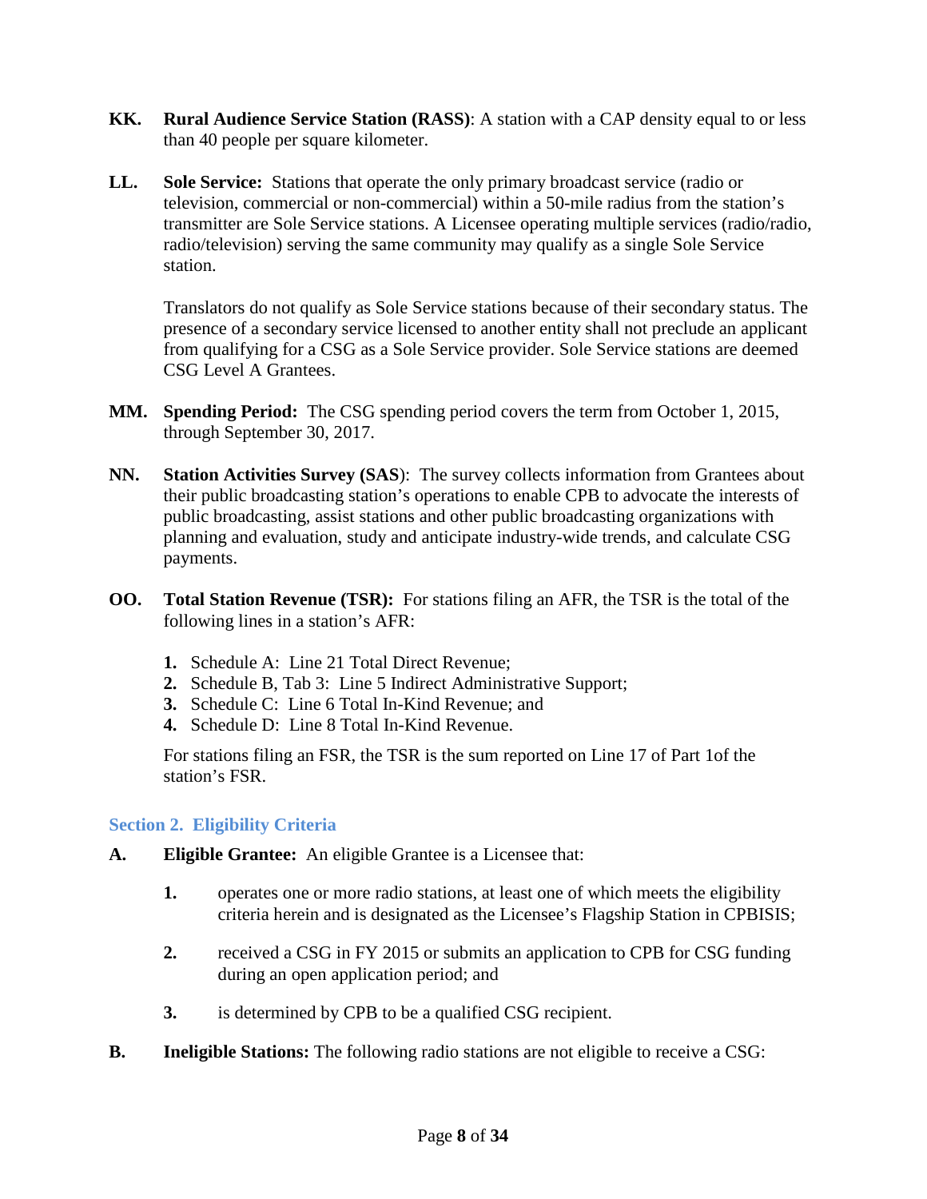**KK. Rural Audience Service Station (RASS)**: A station with a CAP density equal to or less than 40 people per square kilometer.

**LL. Sole Service:** Stations that operate the only primary broadcast service (radio or television, commercial or non-commercial) within a 50-mile radius from the station's transmitter are Sole Service stations. A Licensee operating multiple services (radio/radio, radio/television) serving the same community may qualify as a single Sole Service station.

Translators do not qualify as Sole Service stations because of their secondary status. The presence of a secondary service licensed to another entity shall not preclude an applicant from qualifying for a CSG as a Sole Service provider. Sole Service stations are deemed CSG Level A Grantees.

**MM. Spending Period:** The CSG spending period covers the term from October 1, 2015, through September 30, 2017.

**NN. Station Activities Survey (SAS)**: The survey collects information from Grantees about their public broadcasting station's operations to enable CPB to advocate the interests of public broadcasting, assist stations and other public broadcasting organizations with planning and evaluation, study and anticipate industry-wide trends, and calculate CSG payments.

**OO. Total Station Revenue (TSR):** For stations filing an AFR, the TSR is the total of the following lines in a station's AFR:

1. Schedule A: Line 21 Total Direct Revenue;
2. Schedule B, Tab 3: Line 5 Indirect Administrative Support;
3. Schedule C: Line 6 Total In-Kind Revenue; and
4. Schedule D: Line 8 Total In-Kind Revenue.

For stations filing an FSR, the TSR is the sum reported on Line 17 of Part 1of the station's FSR.

## Section 2. Eligibility Criteria

**A. Eligible Grantee:** An eligible Grantee is a Licensee that:

1. operates one or more radio stations, at least one of which meets the eligibility criteria herein and is designated as the Licensee's Flagship Station in CPBISIS;

2. received a CSG in FY 2015 or submits an application to CPB for CSG funding during an open application period; and

3. is determined by CPB to be a qualified CSG recipient.

**B. Ineligible Stations:** The following radio stations are not eligible to receive a CSG: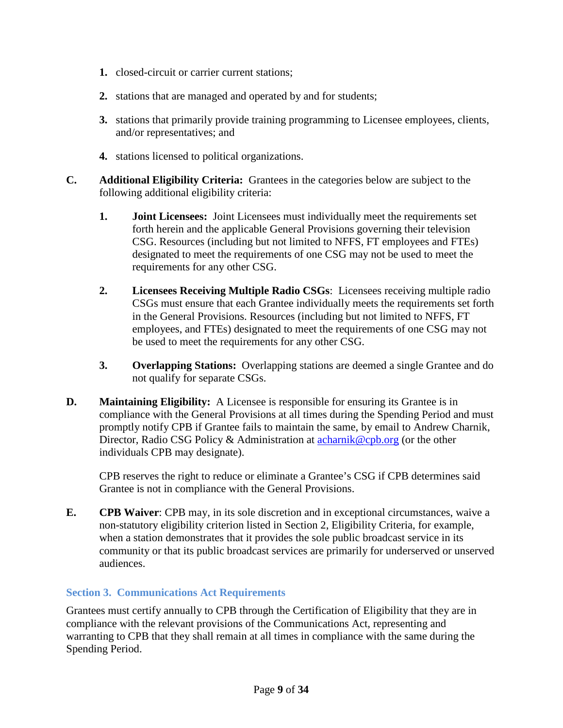1. closed-circuit or carrier current stations;

2. stations that are managed and operated by and for students;

3. stations that primarily provide training programming to Licensee employees, clients, and/or representatives; and

4. stations licensed to political organizations.

**C.** **Additional Eligibility Criteria:** Grantees in the categories below are subject to the following additional eligibility criteria:

1. **Joint Licensees:** Joint Licensees must individually meet the requirements set forth herein and the applicable General Provisions governing their television CSG. Resources (including but not limited to NFFS, FT employees and FTEs) designated to meet the requirements of one CSG may not be used to meet the requirements for any other CSG.

2. **Licensees Receiving Multiple Radio CSGs**: Licensees receiving multiple radio CSGs must ensure that each Grantee individually meets the requirements set forth in the General Provisions. Resources (including but not limited to NFFS, FT employees, and FTEs) designated to meet the requirements of one CSG may not be used to meet the requirements for any other CSG.

3. **Overlapping Stations:** Overlapping stations are deemed a single Grantee and do not qualify for separate CSGs.

**D.** **Maintaining Eligibility:** A Licensee is responsible for ensuring its Grantee is in compliance with the General Provisions at all times during the Spending Period and must promptly notify CPB if Grantee fails to maintain the same, by email to Andrew Charnik, Director, Radio CSG Policy & Administration at acharnik@cpb.org (or the other individuals CPB may designate).

CPB reserves the right to reduce or eliminate a Grantee's CSG if CPB determines said Grantee is not in compliance with the General Provisions.

**E.** **CPB Waiver**: CPB may, in its sole discretion and in exceptional circumstances, waive a non-statutory eligibility criterion listed in Section 2, Eligibility Criteria, for example, when a station demonstrates that it provides the sole public broadcast service in its community or that its public broadcast services are primarily for underserved or unserved audiences.

## Section 3. Communications Act Requirements

Grantees must certify annually to CPB through the Certification of Eligibility that they are in compliance with the relevant provisions of the Communications Act, representing and warranting to CPB that they shall remain at all times in compliance with the same during the Spending Period.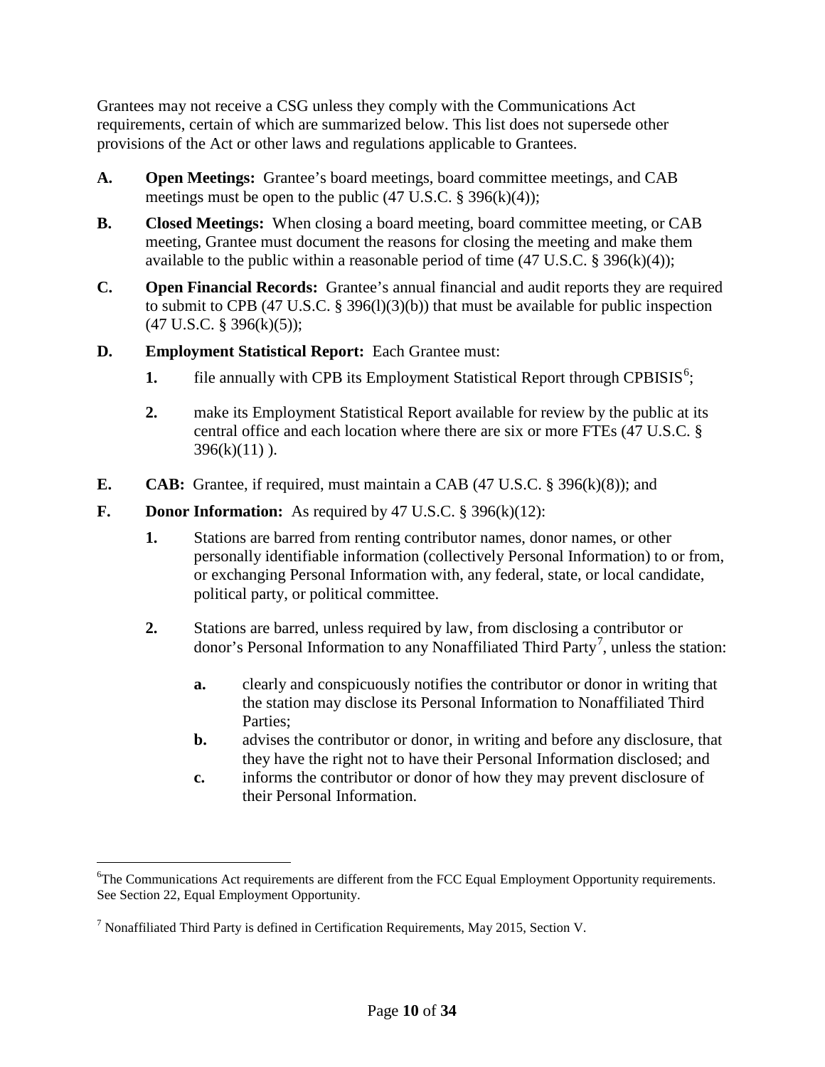Grantees may not receive a CSG unless they comply with the Communications Act requirements, certain of which are summarized below. This list does not supersede other provisions of the Act or other laws and regulations applicable to Grantees.

**A.** **Open Meetings:** Grantee's board meetings, board committee meetings, and CAB meetings must be open to the public (47 U.S.C. § 396(k)(4));

**B.** **Closed Meetings:** When closing a board meeting, board committee meeting, or CAB meeting, Grantee must document the reasons for closing the meeting and make them available to the public within a reasonable period of time (47 U.S.C. § 396(k)(4));

**C.** **Open Financial Records:** Grantee's annual financial and audit reports they are required to submit to CPB (47 U.S.C. § 396(l)(3)(b)) that must be available for public inspection (47 U.S.C. § 396(k)(5));

**D.** **Employment Statistical Report:** Each Grantee must:

1. file annually with CPB its Employment Statistical Report through CPBISIS[6];

2. make its Employment Statistical Report available for review by the public at its central office and each location where there are six or more FTEs (47 U.S.C. § 396(k)(11) ).

**E.** **CAB:** Grantee, if required, must maintain a CAB (47 U.S.C. § 396(k)(8)); and

**F.** **Donor Information:** As required by 47 U.S.C. § 396(k)(12):

1. Stations are barred from renting contributor names, donor names, or other personally identifiable information (collectively Personal Information) to or from, or exchanging Personal Information with, any federal, state, or local candidate, political party, or political committee.

2. Stations are barred, unless required by law, from disclosing a contributor or donor's Personal Information to any Nonaffiliated Third Party[7], unless the station:

   a. clearly and conspicuously notifies the contributor or donor in writing that the station may disclose its Personal Information to Nonaffiliated Third Parties;

   b. advises the contributor or donor, in writing and before any disclosure, that they have the right not to have their Personal Information disclosed; and

   c. informs the contributor or donor of how they may prevent disclosure of their Personal Information.

---

[6] The Communications Act requirements are different from the FCC Equal Employment Opportunity requirements. See Section 22, Equal Employment Opportunity.

[7] Nonaffiliated Third Party is defined in Certification Requirements, May 2015, Section V.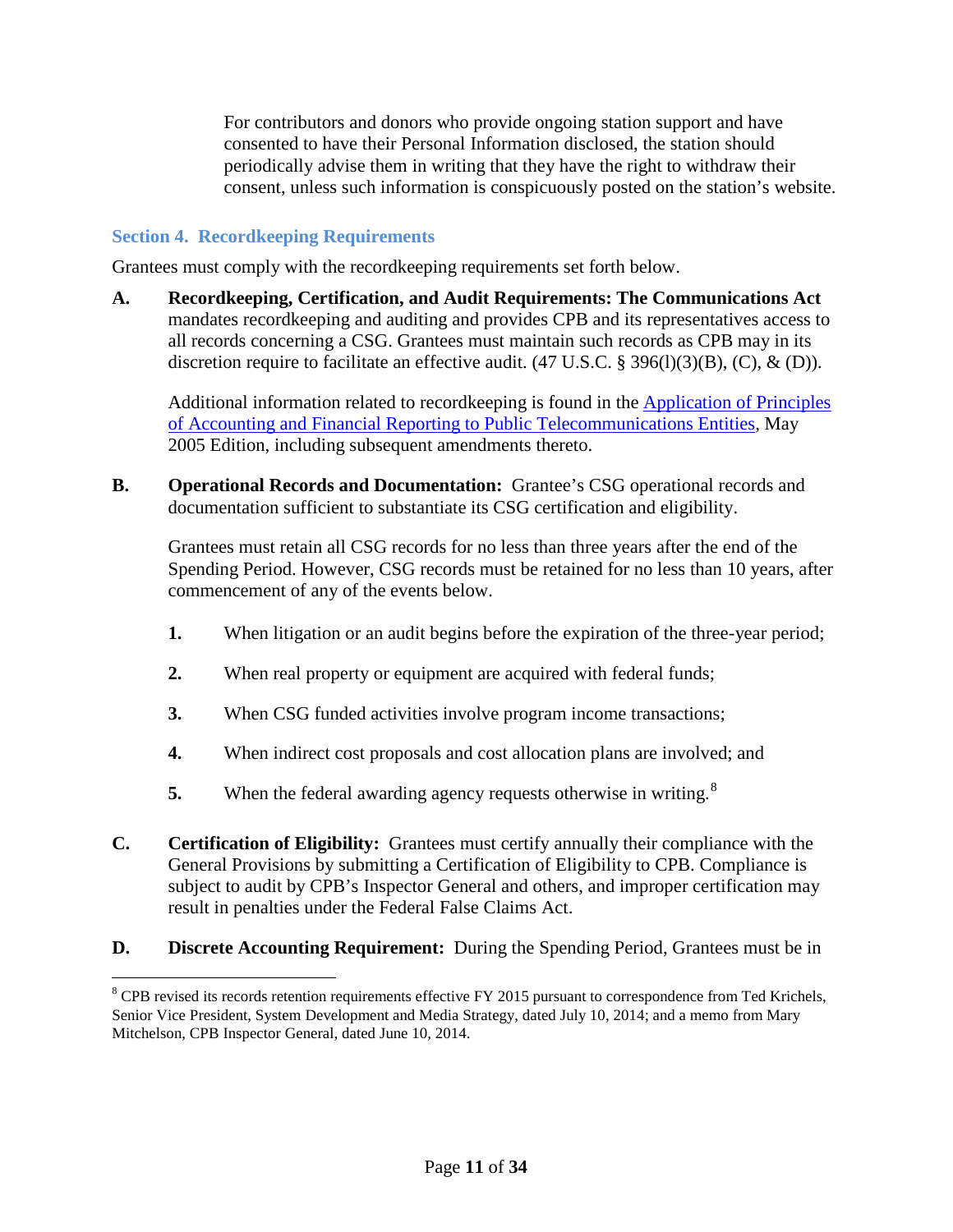For contributors and donors who provide ongoing station support and have consented to have their Personal Information disclosed, the station should periodically advise them in writing that they have the right to withdraw their consent, unless such information is conspicuously posted on the station's website.

## Section 4. Recordkeeping Requirements

Grantees must comply with the recordkeeping requirements set forth below.

**A. Recordkeeping, Certification, and Audit Requirements: The Communications Act** mandates recordkeeping and auditing and provides CPB and its representatives access to all records concerning a CSG. Grantees must maintain such records as CPB may in its discretion require to facilitate an effective audit. (47 U.S.C. § 396(l)(3)(B), (C), & (D)).

Additional information related to recordkeeping is found in the Application of Principles of Accounting and Financial Reporting to Public Telecommunications Entities, May 2005 Edition, including subsequent amendments thereto.

**B. Operational Records and Documentation:** Grantee's CSG operational records and documentation sufficient to substantiate its CSG certification and eligibility.

Grantees must retain all CSG records for no less than three years after the end of the Spending Period. However, CSG records must be retained for no less than 10 years, after commencement of any of the events below.

1. When litigation or an audit begins before the expiration of the three-year period;
2. When real property or equipment are acquired with federal funds;
3. When CSG funded activities involve program income transactions;
4. When indirect cost proposals and cost allocation plans are involved; and
5. When the federal awarding agency requests otherwise in writing.[8]

**C. Certification of Eligibility:** Grantees must certify annually their compliance with the General Provisions by submitting a Certification of Eligibility to CPB. Compliance is subject to audit by CPB's Inspector General and others, and improper certification may result in penalties under the Federal False Claims Act.

**D. Discrete Accounting Requirement:** During the Spending Period, Grantees must be in

---

[8] CPB revised its records retention requirements effective FY 2015 pursuant to correspondence from Ted Krichels, Senior Vice President, System Development and Media Strategy, dated July 10, 2014; and a memo from Mary Mitchelson, CPB Inspector General, dated June 10, 2014.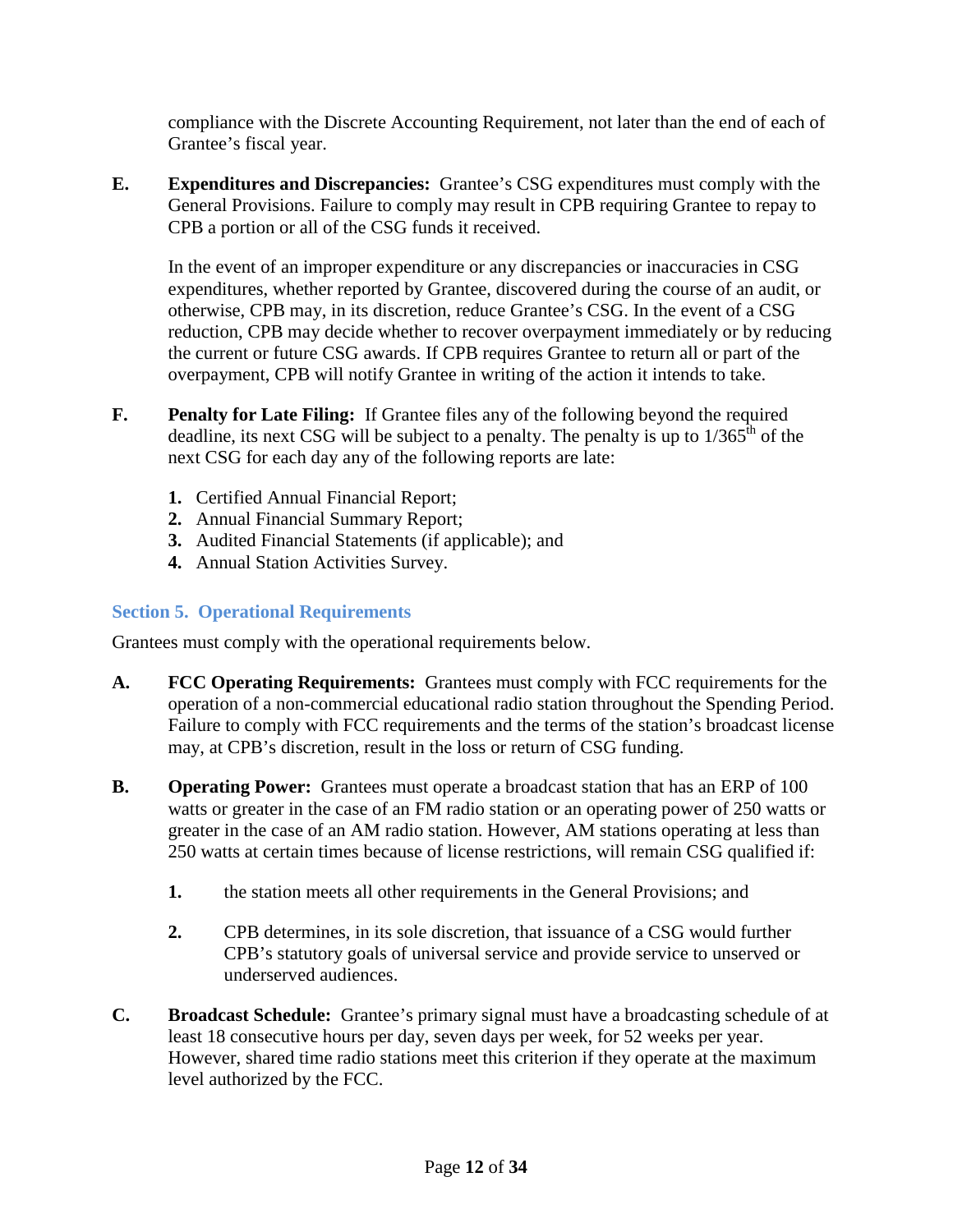compliance with the Discrete Accounting Requirement, not later than the end of each of Grantee's fiscal year.

**E. Expenditures and Discrepancies:** Grantee's CSG expenditures must comply with the General Provisions. Failure to comply may result in CPB requiring Grantee to repay to CPB a portion or all of the CSG funds it received.

In the event of an improper expenditure or any discrepancies or inaccuracies in CSG expenditures, whether reported by Grantee, discovered during the course of an audit, or otherwise, CPB may, in its discretion, reduce Grantee's CSG. In the event of a CSG reduction, CPB may decide whether to recover overpayment immediately or by reducing the current or future CSG awards. If CPB requires Grantee to return all or part of the overpayment, CPB will notify Grantee in writing of the action it intends to take.

**F. Penalty for Late Filing:** If Grantee files any of the following beyond the required deadline, its next CSG will be subject to a penalty. The penalty is up to 1/365th of the next CSG for each day any of the following reports are late:

1. Certified Annual Financial Report;
2. Annual Financial Summary Report;
3. Audited Financial Statements (if applicable); and
4. Annual Station Activities Survey.

### Section 5. Operational Requirements

Grantees must comply with the operational requirements below.

**A. FCC Operating Requirements:** Grantees must comply with FCC requirements for the operation of a non-commercial educational radio station throughout the Spending Period. Failure to comply with FCC requirements and the terms of the station's broadcast license may, at CPB's discretion, result in the loss or return of CSG funding.

**B. Operating Power:** Grantees must operate a broadcast station that has an ERP of 100 watts or greater in the case of an FM radio station or an operating power of 250 watts or greater in the case of an AM radio station. However, AM stations operating at less than 250 watts at certain times because of license restrictions, will remain CSG qualified if:

1. the station meets all other requirements in the General Provisions; and
2. CPB determines, in its sole discretion, that issuance of a CSG would further CPB's statutory goals of universal service and provide service to unserved or underserved audiences.

**C. Broadcast Schedule:** Grantee's primary signal must have a broadcasting schedule of at least 18 consecutive hours per day, seven days per week, for 52 weeks per year. However, shared time radio stations meet this criterion if they operate at the maximum level authorized by the FCC.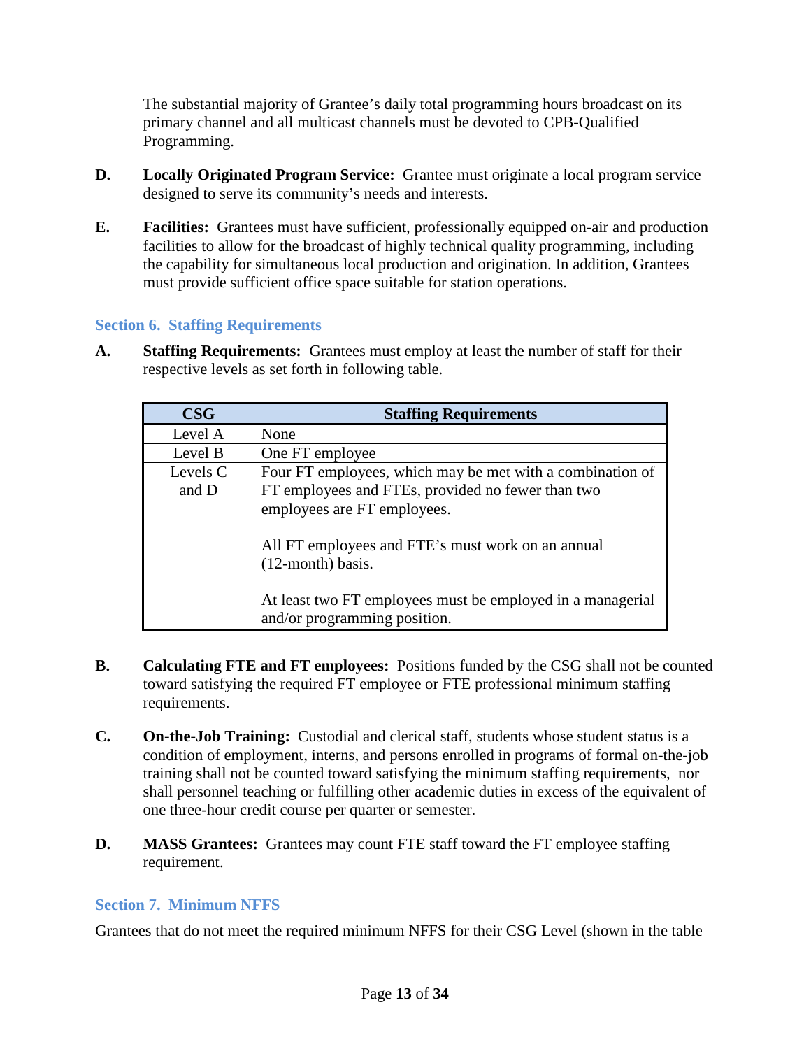The substantial majority of Grantee's daily total programming hours broadcast on its primary channel and all multicast channels must be devoted to CPB-Qualified Programming.

**D. Locally Originated Program Service:** Grantee must originate a local program service designed to serve its community's needs and interests.

**E. Facilities:** Grantees must have sufficient, professionally equipped on-air and production facilities to allow for the broadcast of highly technical quality programming, including the capability for simultaneous local production and origination. In addition, Grantees must provide sufficient office space suitable for station operations.

## Section 6. Staffing Requirements

**A. Staffing Requirements:** Grantees must employ at least the number of staff for their respective levels as set forth in following table.

| CSG | Staffing Requirements |
|---|---|
| Level A | None |
| Level B | One FT employee |
| Levels C and D | Four FT employees, which may be met with a combination of FT employees and FTEs, provided no fewer than two employees are FT employees.<br><br>All FT employees and FTE's must work on an annual (12-month) basis.<br><br>At least two FT employees must be employed in a managerial and/or programming position. |

**B. Calculating FTE and FT employees:** Positions funded by the CSG shall not be counted toward satisfying the required FT employee or FTE professional minimum staffing requirements.

**C. On-the-Job Training:** Custodial and clerical staff, students whose student status is a condition of employment, interns, and persons enrolled in programs of formal on-the-job training shall not be counted toward satisfying the minimum staffing requirements, nor shall personnel teaching or fulfilling other academic duties in excess of the equivalent of one three-hour credit course per quarter or semester.

**D. MASS Grantees:** Grantees may count FTE staff toward the FT employee staffing requirement.

## Section 7. Minimum NFFS

Grantees that do not meet the required minimum NFFS for their CSG Level (shown in the table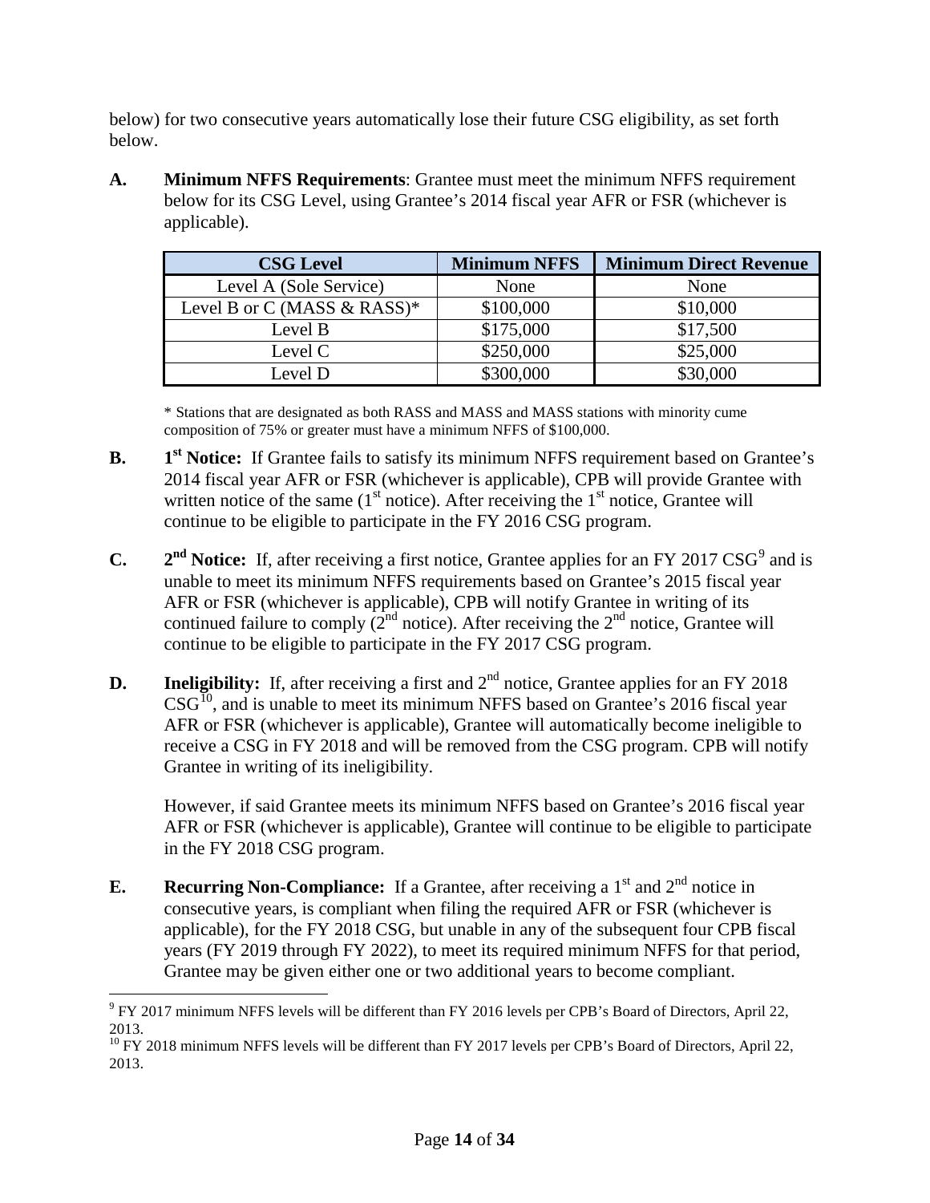below) for two consecutive years automatically lose their future CSG eligibility, as set forth below.

**A.** **Minimum NFFS Requirements**: Grantee must meet the minimum NFFS requirement below for its CSG Level, using Grantee's 2014 fiscal year AFR or FSR (whichever is applicable).

| CSG Level | Minimum NFFS | Minimum Direct Revenue |
|---|---|---|
| Level A (Sole Service) | None | None |
| Level B or C (MASS & RASS)* | $100,000 | $10,000 |
| Level B | $175,000 | $17,500 |
| Level C | $250,000 | $25,000 |
| Level D | $300,000 | $30,000 |

\* Stations that are designated as both RASS and MASS and MASS stations with minority cume composition of 75% or greater must have a minimum NFFS of $100,000.

**B.** **1st Notice:** If Grantee fails to satisfy its minimum NFFS requirement based on Grantee's 2014 fiscal year AFR or FSR (whichever is applicable), CPB will provide Grantee with written notice of the same (1st notice). After receiving the 1st notice, Grantee will continue to be eligible to participate in the FY 2016 CSG program.

**C.** **2nd Notice:** If, after receiving a first notice, Grantee applies for an FY 2017 CSG[9] and is unable to meet its minimum NFFS requirements based on Grantee's 2015 fiscal year AFR or FSR (whichever is applicable), CPB will notify Grantee in writing of its continued failure to comply (2nd notice). After receiving the 2nd notice, Grantee will continue to be eligible to participate in the FY 2017 CSG program.

**D.** **Ineligibility:** If, after receiving a first and 2nd notice, Grantee applies for an FY 2018 CSG[10], and is unable to meet its minimum NFFS based on Grantee's 2016 fiscal year AFR or FSR (whichever is applicable), Grantee will automatically become ineligible to receive a CSG in FY 2018 and will be removed from the CSG program. CPB will notify Grantee in writing of its ineligibility.

However, if said Grantee meets its minimum NFFS based on Grantee's 2016 fiscal year AFR or FSR (whichever is applicable), Grantee will continue to be eligible to participate in the FY 2018 CSG program.

**E.** **Recurring Non-Compliance:** If a Grantee, after receiving a 1st and 2nd notice in consecutive years, is compliant when filing the required AFR or FSR (whichever is applicable), for the FY 2018 CSG, but unable in any of the subsequent four CPB fiscal years (FY 2019 through FY 2022), to meet its required minimum NFFS for that period, Grantee may be given either one or two additional years to become compliant.

---

[9] FY 2017 minimum NFFS levels will be different than FY 2016 levels per CPB's Board of Directors, April 22, 2013.

[10] FY 2018 minimum NFFS levels will be different than FY 2017 levels per CPB's Board of Directors, April 22, 2013.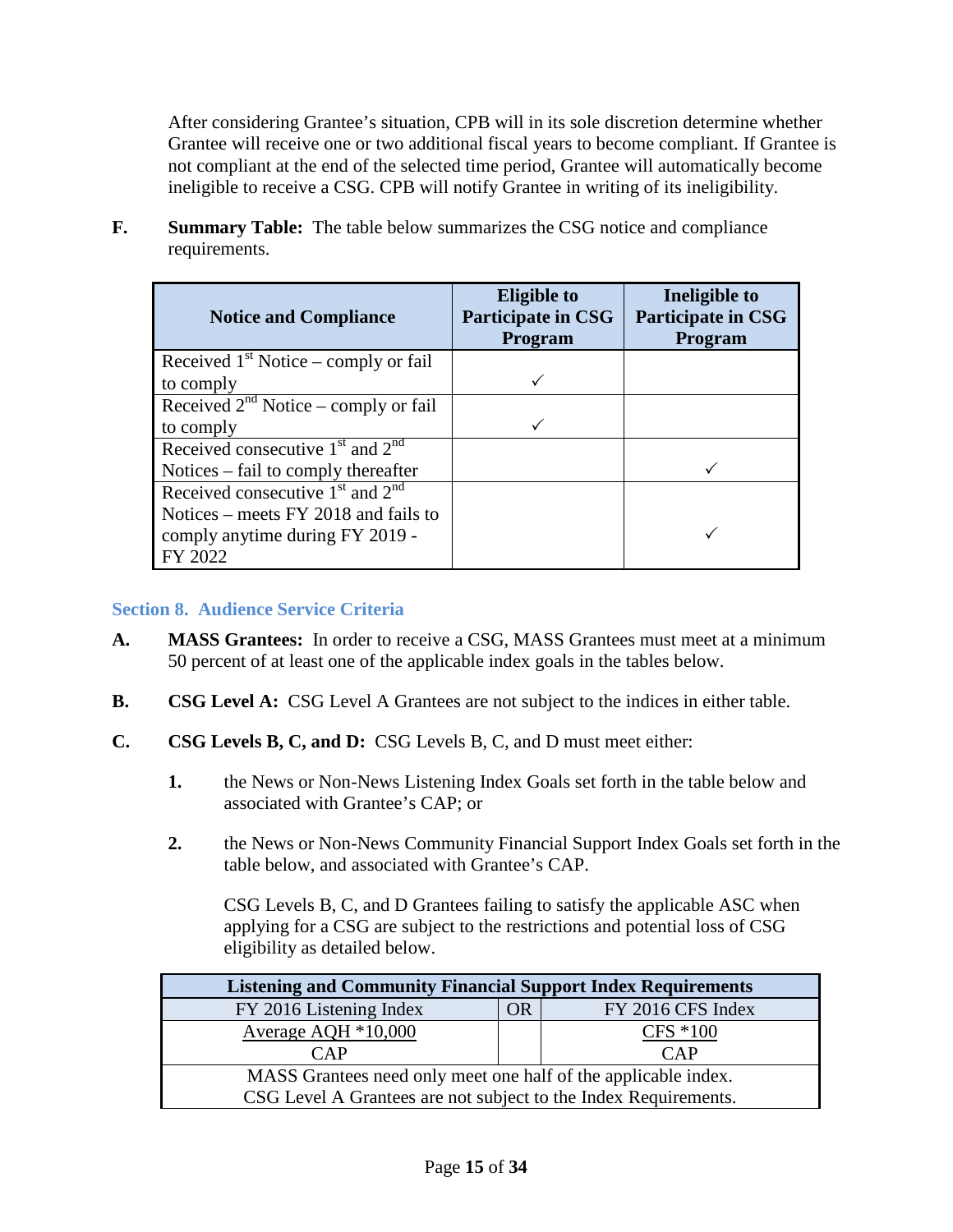After considering Grantee's situation, CPB will in its sole discretion determine whether Grantee will receive one or two additional fiscal years to become compliant. If Grantee is not compliant at the end of the selected time period, Grantee will automatically become ineligible to receive a CSG. CPB will notify Grantee in writing of its ineligibility.

**F.** **Summary Table:** The table below summarizes the CSG notice and compliance requirements.

| Notice and Compliance | Eligible to Participate in CSG Program | Ineligible to Participate in CSG Program |
|---|---|---|
| Received 1st Notice – comply or fail to comply | ✓ | |
| Received 2nd Notice – comply or fail to comply | ✓ | |
| Received consecutive 1st and 2nd Notices – fail to comply thereafter | | ✓ |
| Received consecutive 1st and 2nd Notices – meets FY 2018 and fails to comply anytime during FY 2019 - FY 2022 | | ✓ |

## Section 8. Audience Service Criteria

**A.** **MASS Grantees:** In order to receive a CSG, MASS Grantees must meet at a minimum 50 percent of at least one of the applicable index goals in the tables below.

**B.** **CSG Level A:** CSG Level A Grantees are not subject to the indices in either table.

**C.** **CSG Levels B, C, and D:** CSG Levels B, C, and D must meet either:

1. the News or Non-News Listening Index Goals set forth in the table below and associated with Grantee's CAP; or

2. the News or Non-News Community Financial Support Index Goals set forth in the table below, and associated with Grantee's CAP.

   CSG Levels B, C, and D Grantees failing to satisfy the applicable ASC when applying for a CSG are subject to the restrictions and potential loss of CSG eligibility as detailed below.

| Listening and Community Financial Support Index Requirements | | |
|---|---|---|
| FY 2016 Listening Index | OR | FY 2016 CFS Index |
| $\frac{\text{Average AQH} * 10{,}000}{\text{CAP}}$ | | $\frac{\text{CFS} * 100}{\text{CAP}}$ |
| MASS Grantees need only meet one half of the applicable index. CSG Level A Grantees are not subject to the Index Requirements. | | |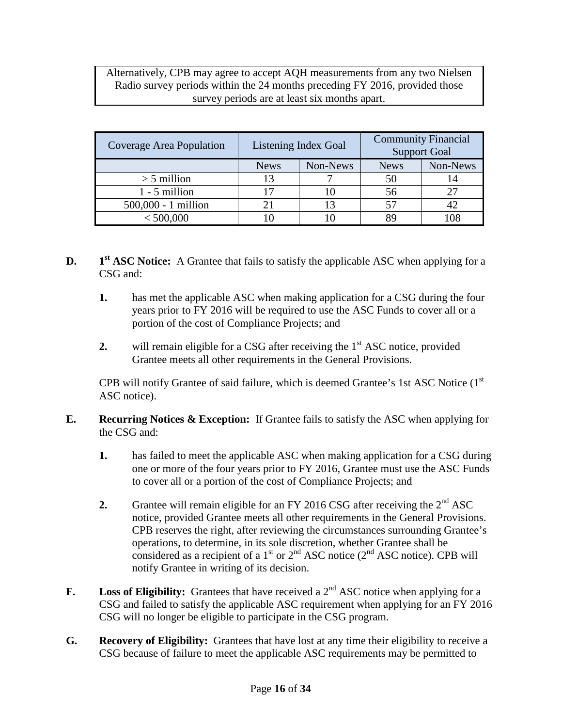| Alternatively, CPB may agree to accept AQH measurements from any two Nielsen Radio survey periods within the 24 months preceding FY 2016, provided those survey periods are at least six months apart. |
|---|

| Coverage Area Population | Listening Index Goal | | Community Financial Support Goal | |
|---|---|---|---|---|
| | News | Non-News | News | Non-News |
| > 5 million | 13 | 7 | 50 | 14 |
| 1 - 5 million | 17 | 10 | 56 | 27 |
| 500,000 - 1 million | 21 | 13 | 57 | 42 |
| < 500,000 | 10 | 10 | 89 | 108 |

**D.** **1st ASC Notice:** A Grantee that fails to satisfy the applicable ASC when applying for a CSG and:

**1.** has met the applicable ASC when making application for a CSG during the four years prior to FY 2016 will be required to use the ASC Funds to cover all or a portion of the cost of Compliance Projects; and

**2.** will remain eligible for a CSG after receiving the 1st ASC notice, provided Grantee meets all other requirements in the General Provisions.

CPB will notify Grantee of said failure, which is deemed Grantee's 1st ASC Notice (1st ASC notice).

**E.** **Recurring Notices & Exception:** If Grantee fails to satisfy the ASC when applying for the CSG and:

**1.** has failed to meet the applicable ASC when making application for a CSG during one or more of the four years prior to FY 2016, Grantee must use the ASC Funds to cover all or a portion of the cost of Compliance Projects; and

**2.** Grantee will remain eligible for an FY 2016 CSG after receiving the 2nd ASC notice, provided Grantee meets all other requirements in the General Provisions. CPB reserves the right, after reviewing the circumstances surrounding Grantee's operations, to determine, in its sole discretion, whether Grantee shall be considered as a recipient of a 1st or 2nd ASC notice (2nd ASC notice). CPB will notify Grantee in writing of its decision.

**F.** **Loss of Eligibility:** Grantees that have received a 2nd ASC notice when applying for a CSG and failed to satisfy the applicable ASC requirement when applying for an FY 2016 CSG will no longer be eligible to participate in the CSG program.

**G.** **Recovery of Eligibility:** Grantees that have lost at any time their eligibility to receive a CSG because of failure to meet the applicable ASC requirements may be permitted to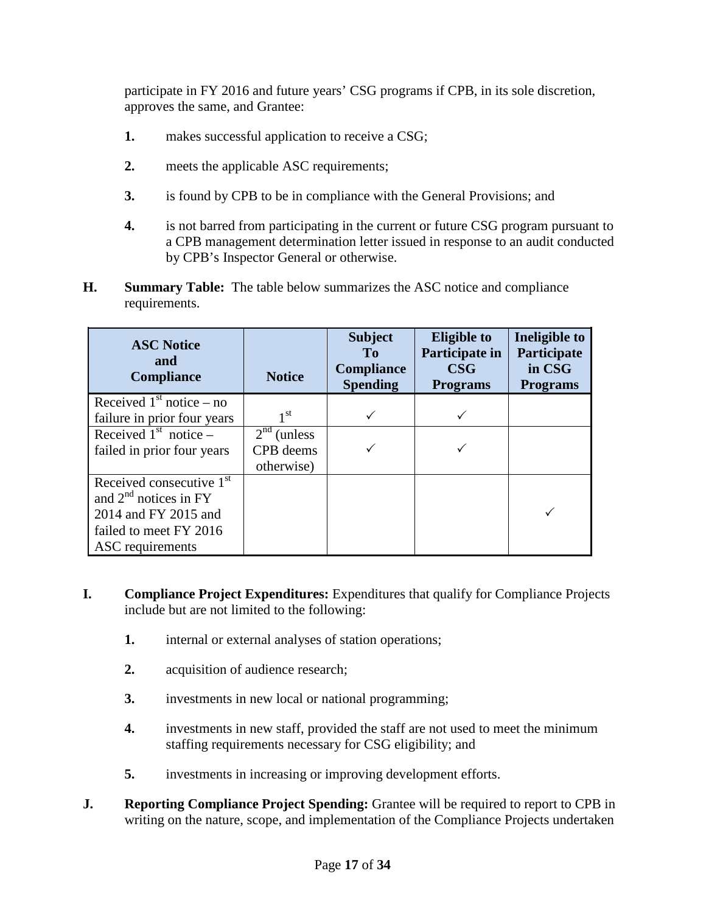participate in FY 2016 and future years' CSG programs if CPB, in its sole discretion, approves the same, and Grantee:

1. makes successful application to receive a CSG;

2. meets the applicable ASC requirements;

3. is found by CPB to be in compliance with the General Provisions; and

4. is not barred from participating in the current or future CSG program pursuant to a CPB management determination letter issued in response to an audit conducted by CPB's Inspector General or otherwise.

**H. Summary Table:** The table below summarizes the ASC notice and compliance requirements.

| ASC Notice and Compliance | Notice | Subject To Compliance Spending | Eligible to Participate in CSG Programs | Ineligible to Participate in CSG Programs |
|---|---|---|---|---|
| Received 1st notice – no failure in prior four years | 1st | ✓ | ✓ | |
| Received 1st notice – failed in prior four years | 2nd (unless CPB deems otherwise) | ✓ | ✓ | |
| Received consecutive 1st and 2nd notices in FY 2014 and FY 2015 and failed to meet FY 2016 ASC requirements | | | | ✓ |

**I. Compliance Project Expenditures:** Expenditures that qualify for Compliance Projects include but are not limited to the following:

1. internal or external analyses of station operations;

2. acquisition of audience research;

3. investments in new local or national programming;

4. investments in new staff, provided the staff are not used to meet the minimum staffing requirements necessary for CSG eligibility; and

5. investments in increasing or improving development efforts.

**J. Reporting Compliance Project Spending:** Grantee will be required to report to CPB in writing on the nature, scope, and implementation of the Compliance Projects undertaken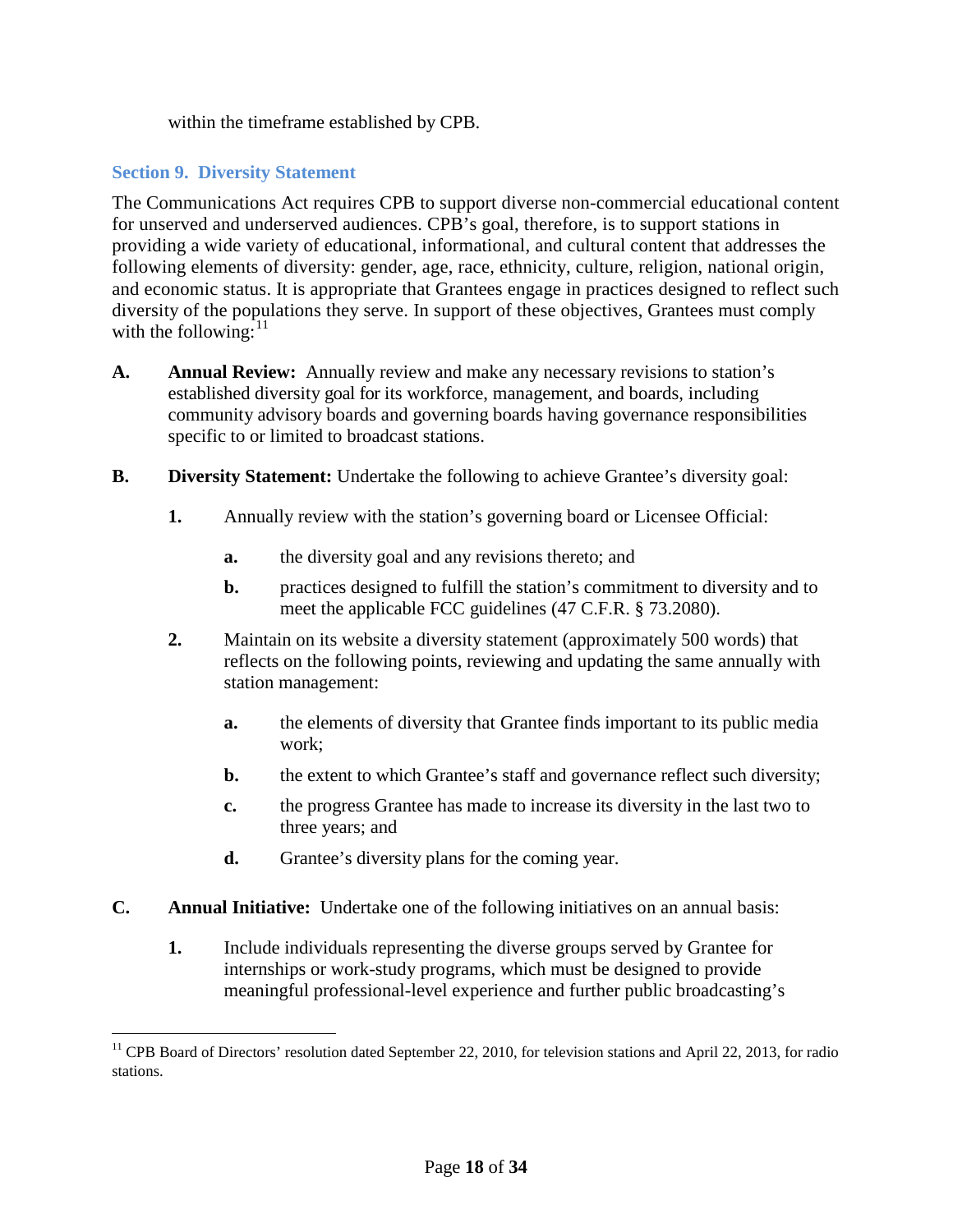within the timeframe established by CPB.

## Section 9. Diversity Statement

The Communications Act requires CPB to support diverse non-commercial educational content for unserved and underserved audiences. CPB's goal, therefore, is to support stations in providing a wide variety of educational, informational, and cultural content that addresses the following elements of diversity: gender, age, race, ethnicity, culture, religion, national origin, and economic status. It is appropriate that Grantees engage in practices designed to reflect such diversity of the populations they serve. In support of these objectives, Grantees must comply with the following:[11]

**A.** **Annual Review:** Annually review and make any necessary revisions to station's established diversity goal for its workforce, management, and boards, including community advisory boards and governing boards having governance responsibilities specific to or limited to broadcast stations.

**B.** **Diversity Statement:** Undertake the following to achieve Grantee's diversity goal:

**1.** Annually review with the station's governing board or Licensee Official:

**a.** the diversity goal and any revisions thereto; and

**b.** practices designed to fulfill the station's commitment to diversity and to meet the applicable FCC guidelines (47 C.F.R. § 73.2080).

**2.** Maintain on its website a diversity statement (approximately 500 words) that reflects on the following points, reviewing and updating the same annually with station management:

**a.** the elements of diversity that Grantee finds important to its public media work;

**b.** the extent to which Grantee's staff and governance reflect such diversity;

**c.** the progress Grantee has made to increase its diversity in the last two to three years; and

**d.** Grantee's diversity plans for the coming year.

**C.** **Annual Initiative:** Undertake one of the following initiatives on an annual basis:

**1.** Include individuals representing the diverse groups served by Grantee for internships or work-study programs, which must be designed to provide meaningful professional-level experience and further public broadcasting's

---

[11] CPB Board of Directors' resolution dated September 22, 2010, for television stations and April 22, 2013, for radio stations.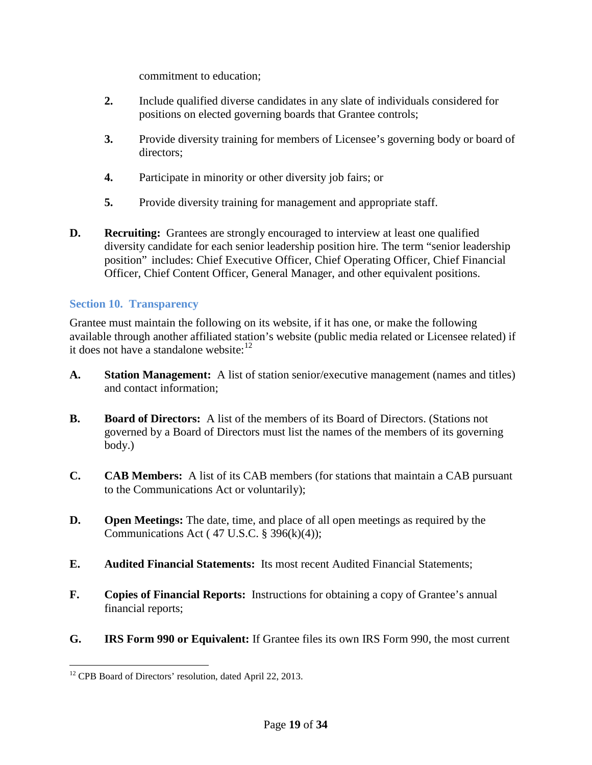commitment to education;

2. Include qualified diverse candidates in any slate of individuals considered for positions on elected governing boards that Grantee controls;

3. Provide diversity training for members of Licensee's governing body or board of directors;

4. Participate in minority or other diversity job fairs; or

5. Provide diversity training for management and appropriate staff.

**D. Recruiting:** Grantees are strongly encouraged to interview at least one qualified diversity candidate for each senior leadership position hire. The term "senior leadership position" includes: Chief Executive Officer, Chief Operating Officer, Chief Financial Officer, Chief Content Officer, General Manager, and other equivalent positions.

## Section 10. Transparency

Grantee must maintain the following on its website, if it has one, or make the following available through another affiliated station's website (public media related or Licensee related) if it does not have a standalone website:[12]

**A. Station Management:** A list of station senior/executive management (names and titles) and contact information;

**B. Board of Directors:** A list of the members of its Board of Directors. (Stations not governed by a Board of Directors must list the names of the members of its governing body.)

**C. CAB Members:** A list of its CAB members (for stations that maintain a CAB pursuant to the Communications Act or voluntarily);

**D. Open Meetings:** The date, time, and place of all open meetings as required by the Communications Act ( 47 U.S.C. § 396(k)(4));

**E. Audited Financial Statements:** Its most recent Audited Financial Statements;

**F. Copies of Financial Reports:** Instructions for obtaining a copy of Grantee's annual financial reports;

**G. IRS Form 990 or Equivalent:** If Grantee files its own IRS Form 990, the most current

---

[12] CPB Board of Directors' resolution, dated April 22, 2013.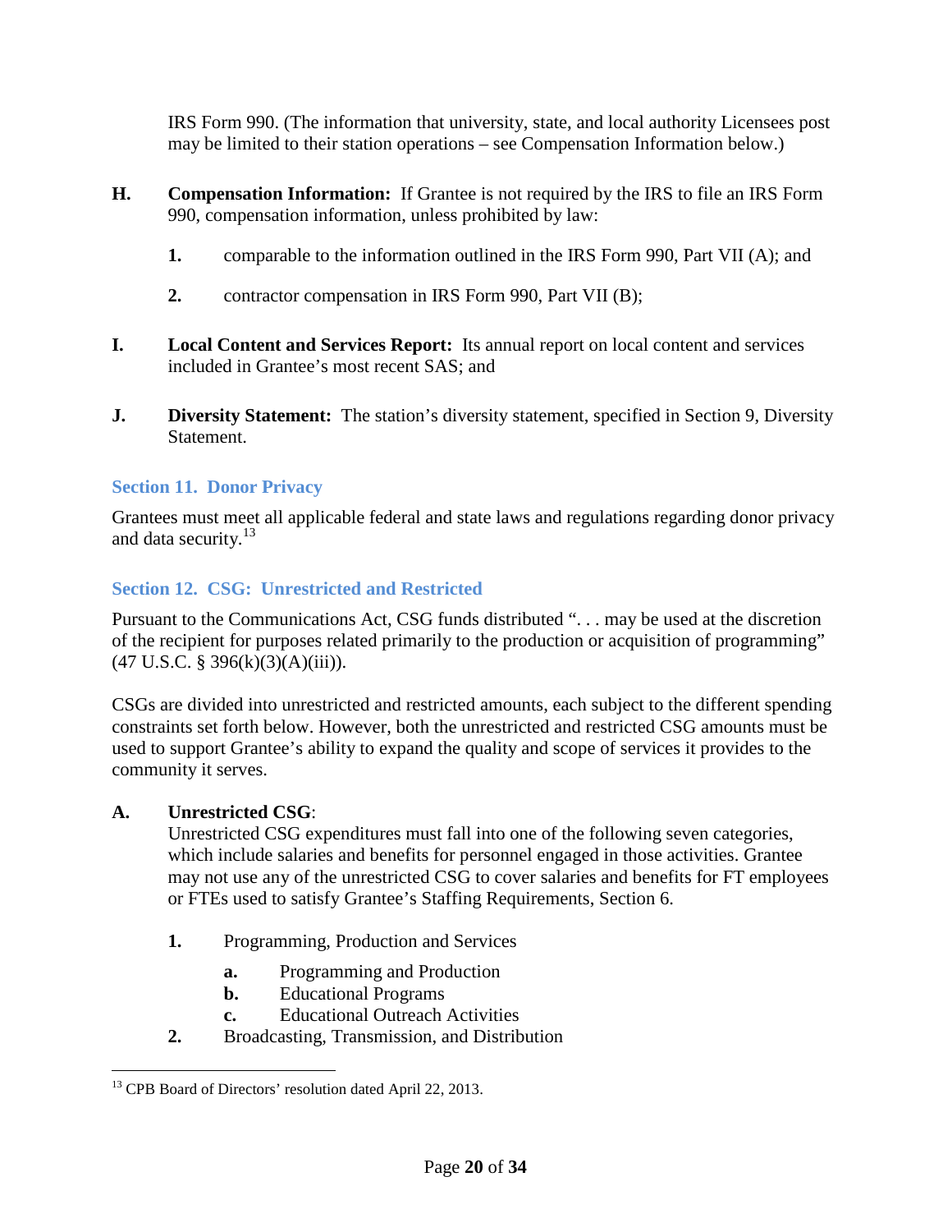IRS Form 990. (The information that university, state, and local authority Licensees post may be limited to their station operations – see Compensation Information below.)

**H.** **Compensation Information:** If Grantee is not required by the IRS to file an IRS Form 990, compensation information, unless prohibited by law:

1. comparable to the information outlined in the IRS Form 990, Part VII (A); and
2. contractor compensation in IRS Form 990, Part VII (B);

**I.** **Local Content and Services Report:** Its annual report on local content and services included in Grantee's most recent SAS; and

**J.** **Diversity Statement:** The station's diversity statement, specified in Section 9, Diversity Statement.

## Section 11. Donor Privacy

Grantees must meet all applicable federal and state laws and regulations regarding donor privacy and data security.[13]

## Section 12. CSG: Unrestricted and Restricted

Pursuant to the Communications Act, CSG funds distributed ". . . may be used at the discretion of the recipient for purposes related primarily to the production or acquisition of programming" (47 U.S.C. § 396(k)(3)(A)(iii)).

CSGs are divided into unrestricted and restricted amounts, each subject to the different spending constraints set forth below. However, both the unrestricted and restricted CSG amounts must be used to support Grantee's ability to expand the quality and scope of services it provides to the community it serves.

**A.** **Unrestricted CSG**:
Unrestricted CSG expenditures must fall into one of the following seven categories, which include salaries and benefits for personnel engaged in those activities. Grantee may not use any of the unrestricted CSG to cover salaries and benefits for FT employees or FTEs used to satisfy Grantee's Staffing Requirements, Section 6.

1. Programming, Production and Services
   - **a.** Programming and Production
   - **b.** Educational Programs
   - **c.** Educational Outreach Activities
2. Broadcasting, Transmission, and Distribution

---

[13] CPB Board of Directors' resolution dated April 22, 2013.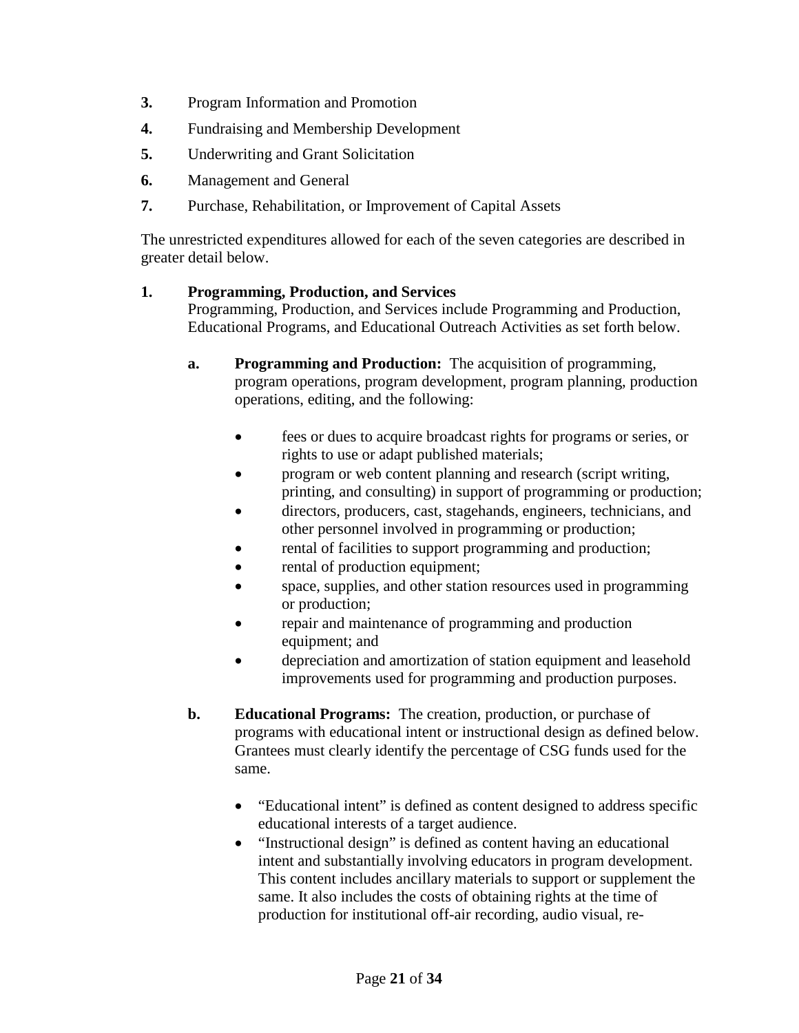3. Program Information and Promotion
4. Fundraising and Membership Development
5. Underwriting and Grant Solicitation
6. Management and General
7. Purchase, Rehabilitation, or Improvement of Capital Assets

The unrestricted expenditures allowed for each of the seven categories are described in greater detail below.

**1. Programming, Production, and Services**

Programming, Production, and Services include Programming and Production, Educational Programs, and Educational Outreach Activities as set forth below.

**a. Programming and Production:** The acquisition of programming, program operations, program development, program planning, production operations, editing, and the following:

- fees or dues to acquire broadcast rights for programs or series, or rights to use or adapt published materials;
- program or web content planning and research (script writing, printing, and consulting) in support of programming or production;
- directors, producers, cast, stagehands, engineers, technicians, and other personnel involved in programming or production;
- rental of facilities to support programming and production;
- rental of production equipment;
- space, supplies, and other station resources used in programming or production;
- repair and maintenance of programming and production equipment; and
- depreciation and amortization of station equipment and leasehold improvements used for programming and production purposes.

**b. Educational Programs:** The creation, production, or purchase of programs with educational intent or instructional design as defined below. Grantees must clearly identify the percentage of CSG funds used for the same.

- "Educational intent" is defined as content designed to address specific educational interests of a target audience.
- "Instructional design" is defined as content having an educational intent and substantially involving educators in program development. This content includes ancillary materials to support or supplement the same. It also includes the costs of obtaining rights at the time of production for institutional off-air recording, audio visual, re-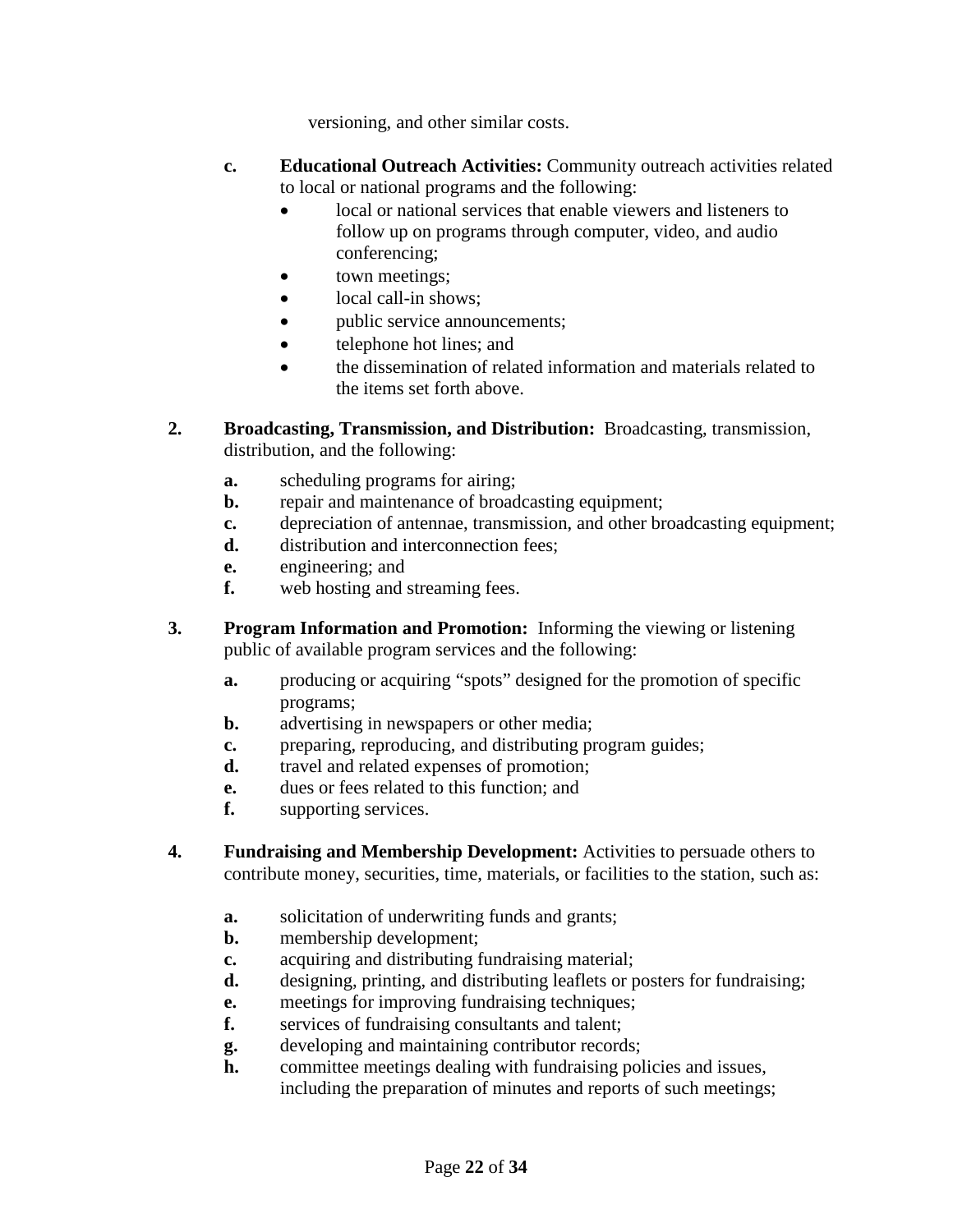versioning, and other similar costs.

**c.** **Educational Outreach Activities:** Community outreach activities related to local or national programs and the following:

- local or national services that enable viewers and listeners to follow up on programs through computer, video, and audio conferencing;
- town meetings;
- local call-in shows;
- public service announcements;
- telephone hot lines; and
- the dissemination of related information and materials related to the items set forth above.

**2.** **Broadcasting, Transmission, and Distribution:** Broadcasting, transmission, distribution, and the following:

**a.** scheduling programs for airing;
**b.** repair and maintenance of broadcasting equipment;
**c.** depreciation of antennae, transmission, and other broadcasting equipment;
**d.** distribution and interconnection fees;
**e.** engineering; and
**f.** web hosting and streaming fees.

**3.** **Program Information and Promotion:** Informing the viewing or listening public of available program services and the following:

**a.** producing or acquiring "spots" designed for the promotion of specific programs;
**b.** advertising in newspapers or other media;
**c.** preparing, reproducing, and distributing program guides;
**d.** travel and related expenses of promotion;
**e.** dues or fees related to this function; and
**f.** supporting services.

**4.** **Fundraising and Membership Development:** Activities to persuade others to contribute money, securities, time, materials, or facilities to the station, such as:

**a.** solicitation of underwriting funds and grants;
**b.** membership development;
**c.** acquiring and distributing fundraising material;
**d.** designing, printing, and distributing leaflets or posters for fundraising;
**e.** meetings for improving fundraising techniques;
**f.** services of fundraising consultants and talent;
**g.** developing and maintaining contributor records;
**h.** committee meetings dealing with fundraising policies and issues, including the preparation of minutes and reports of such meetings;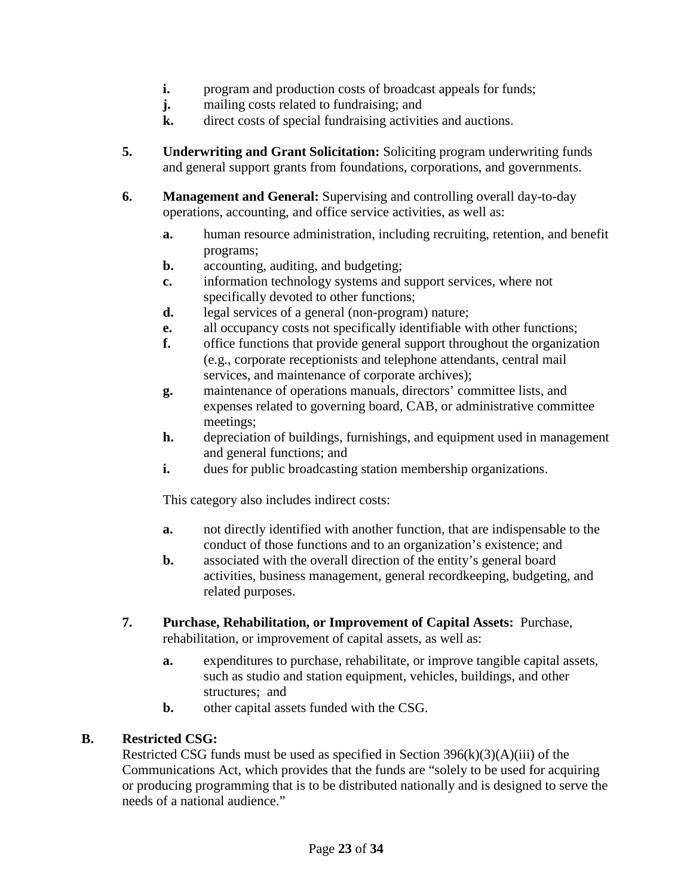- **i.** program and production costs of broadcast appeals for funds;
- **j.** mailing costs related to fundraising; and
- **k.** direct costs of special fundraising activities and auctions.

**5.** **Underwriting and Grant Solicitation:** Soliciting program underwriting funds and general support grants from foundations, corporations, and governments.

**6.** **Management and General:** Supervising and controlling overall day-to-day operations, accounting, and office service activities, as well as:

- **a.** human resource administration, including recruiting, retention, and benefit programs;
- **b.** accounting, auditing, and budgeting;
- **c.** information technology systems and support services, where not specifically devoted to other functions;
- **d.** legal services of a general (non-program) nature;
- **e.** all occupancy costs not specifically identifiable with other functions;
- **f.** office functions that provide general support throughout the organization (e.g., corporate receptionists and telephone attendants, central mail services, and maintenance of corporate archives);
- **g.** maintenance of operations manuals, directors' committee lists, and expenses related to governing board, CAB, or administrative committee meetings;
- **h.** depreciation of buildings, furnishings, and equipment used in management and general functions; and
- **i.** dues for public broadcasting station membership organizations.

This category also includes indirect costs:

- **a.** not directly identified with another function, that are indispensable to the conduct of those functions and to an organization's existence; and
- **b.** associated with the overall direction of the entity's general board activities, business management, general recordkeeping, budgeting, and related purposes.

**7.** **Purchase, Rehabilitation, or Improvement of Capital Assets:** Purchase, rehabilitation, or improvement of capital assets, as well as:

- **a.** expenditures to purchase, rehabilitate, or improve tangible capital assets, such as studio and station equipment, vehicles, buildings, and other structures; and
- **b.** other capital assets funded with the CSG.

## B. Restricted CSG:

Restricted CSG funds must be used as specified in Section 396(k)(3)(A)(iii) of the Communications Act, which provides that the funds are "solely to be used for acquiring or producing programming that is to be distributed nationally and is designed to serve the needs of a national audience."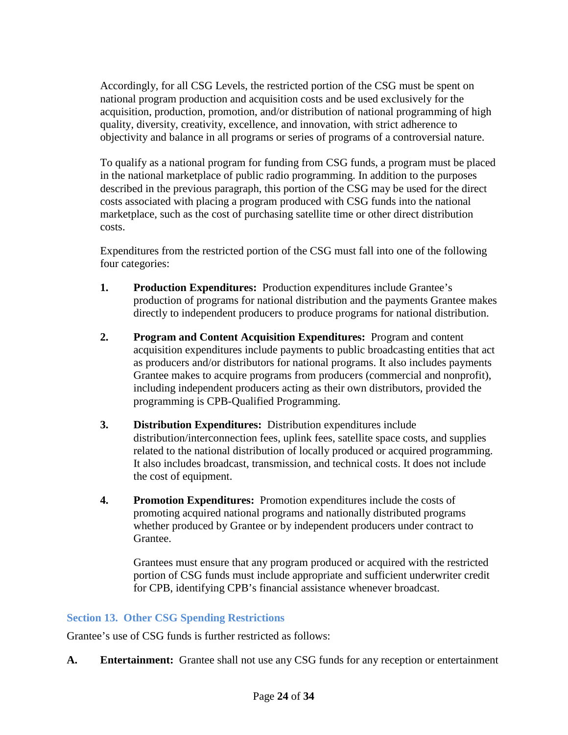Accordingly, for all CSG Levels, the restricted portion of the CSG must be spent on national program production and acquisition costs and be used exclusively for the acquisition, production, promotion, and/or distribution of national programming of high quality, diversity, creativity, excellence, and innovation, with strict adherence to objectivity and balance in all programs or series of programs of a controversial nature.

To qualify as a national program for funding from CSG funds, a program must be placed in the national marketplace of public radio programming. In addition to the purposes described in the previous paragraph, this portion of the CSG may be used for the direct costs associated with placing a program produced with CSG funds into the national marketplace, such as the cost of purchasing satellite time or other direct distribution costs.

Expenditures from the restricted portion of the CSG must fall into one of the following four categories:

1. **Production Expenditures:** Production expenditures include Grantee's production of programs for national distribution and the payments Grantee makes directly to independent producers to produce programs for national distribution.

2. **Program and Content Acquisition Expenditures:** Program and content acquisition expenditures include payments to public broadcasting entities that act as producers and/or distributors for national programs. It also includes payments Grantee makes to acquire programs from producers (commercial and nonprofit), including independent producers acting as their own distributors, provided the programming is CPB-Qualified Programming.

3. **Distribution Expenditures:** Distribution expenditures include distribution/interconnection fees, uplink fees, satellite space costs, and supplies related to the national distribution of locally produced or acquired programming. It also includes broadcast, transmission, and technical costs. It does not include the cost of equipment.

4. **Promotion Expenditures:** Promotion expenditures include the costs of promoting acquired national programs and nationally distributed programs whether produced by Grantee or by independent producers under contract to Grantee.

   Grantees must ensure that any program produced or acquired with the restricted portion of CSG funds must include appropriate and sufficient underwriter credit for CPB, identifying CPB's financial assistance whenever broadcast.

### Section 13. Other CSG Spending Restrictions

Grantee's use of CSG funds is further restricted as follows:

**A. Entertainment:** Grantee shall not use any CSG funds for any reception or entertainment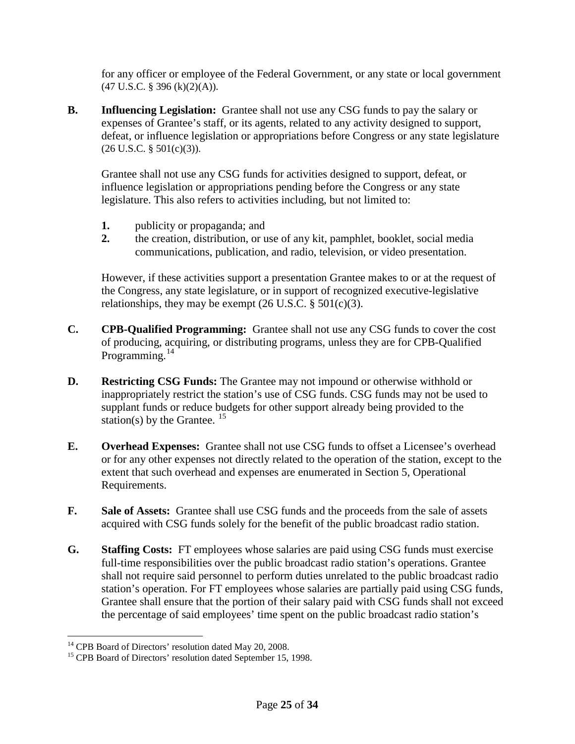for any officer or employee of the Federal Government, or any state or local government (47 U.S.C. § 396 (k)(2)(A)).

**B. Influencing Legislation:** Grantee shall not use any CSG funds to pay the salary or expenses of Grantee's staff, or its agents, related to any activity designed to support, defeat, or influence legislation or appropriations before Congress or any state legislature (26 U.S.C. § 501(c)(3)).

Grantee shall not use any CSG funds for activities designed to support, defeat, or influence legislation or appropriations pending before the Congress or any state legislature. This also refers to activities including, but not limited to:

1. publicity or propaganda; and
2. the creation, distribution, or use of any kit, pamphlet, booklet, social media communications, publication, and radio, television, or video presentation.

However, if these activities support a presentation Grantee makes to or at the request of the Congress, any state legislature, or in support of recognized executive-legislative relationships, they may be exempt (26 U.S.C. § 501(c)(3).

**C. CPB-Qualified Programming:** Grantee shall not use any CSG funds to cover the cost of producing, acquiring, or distributing programs, unless they are for CPB-Qualified Programming.[14]

**D. Restricting CSG Funds:** The Grantee may not impound or otherwise withhold or inappropriately restrict the station's use of CSG funds. CSG funds may not be used to supplant funds or reduce budgets for other support already being provided to the station(s) by the Grantee. [15]

**E. Overhead Expenses:** Grantee shall not use CSG funds to offset a Licensee's overhead or for any other expenses not directly related to the operation of the station, except to the extent that such overhead and expenses are enumerated in Section 5, Operational Requirements.

**F. Sale of Assets:** Grantee shall use CSG funds and the proceeds from the sale of assets acquired with CSG funds solely for the benefit of the public broadcast radio station.

**G. Staffing Costs:** FT employees whose salaries are paid using CSG funds must exercise full-time responsibilities over the public broadcast radio station's operations. Grantee shall not require said personnel to perform duties unrelated to the public broadcast radio station's operation. For FT employees whose salaries are partially paid using CSG funds, Grantee shall ensure that the portion of their salary paid with CSG funds shall not exceed the percentage of said employees' time spent on the public broadcast radio station's

---

[14] CPB Board of Directors' resolution dated May 20, 2008.

[15] CPB Board of Directors' resolution dated September 15, 1998.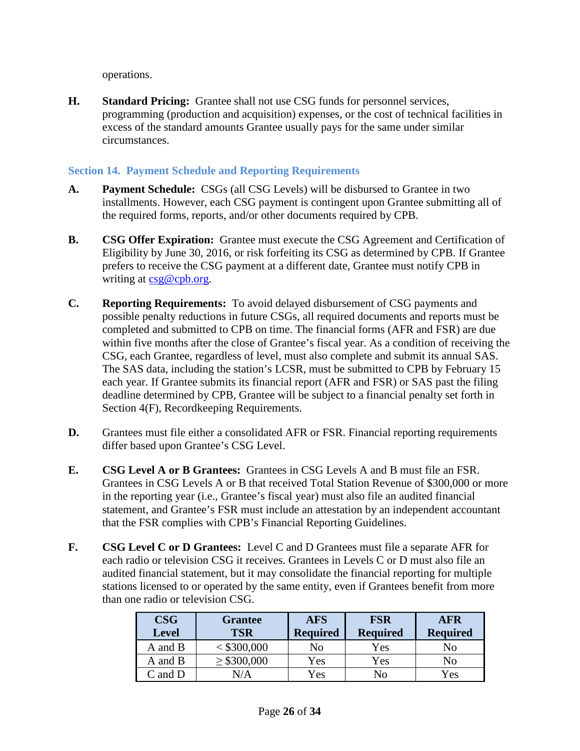operations.

**H.** **Standard Pricing:** Grantee shall not use CSG funds for personnel services, programming (production and acquisition) expenses, or the cost of technical facilities in excess of the standard amounts Grantee usually pays for the same under similar circumstances.

### Section 14. Payment Schedule and Reporting Requirements

**A.** **Payment Schedule:** CSGs (all CSG Levels) will be disbursed to Grantee in two installments. However, each CSG payment is contingent upon Grantee submitting all of the required forms, reports, and/or other documents required by CPB.

**B.** **CSG Offer Expiration:** Grantee must execute the CSG Agreement and Certification of Eligibility by June 30, 2016, or risk forfeiting its CSG as determined by CPB. If Grantee prefers to receive the CSG payment at a different date, Grantee must notify CPB in writing at csg@cpb.org.

**C.** **Reporting Requirements:** To avoid delayed disbursement of CSG payments and possible penalty reductions in future CSGs, all required documents and reports must be completed and submitted to CPB on time. The financial forms (AFR and FSR) are due within five months after the close of Grantee's fiscal year. As a condition of receiving the CSG, each Grantee, regardless of level, must also complete and submit its annual SAS. The SAS data, including the station's LCSR, must be submitted to CPB by February 15 each year. If Grantee submits its financial report (AFR and FSR) or SAS past the filing deadline determined by CPB, Grantee will be subject to a financial penalty set forth in Section 4(F), Recordkeeping Requirements.

**D.** Grantees must file either a consolidated AFR or FSR. Financial reporting requirements differ based upon Grantee's CSG Level.

**E.** **CSG Level A or B Grantees:** Grantees in CSG Levels A and B must file an FSR. Grantees in CSG Levels A or B that received Total Station Revenue of $300,000 or more in the reporting year (i.e., Grantee's fiscal year) must also file an audited financial statement, and Grantee's FSR must include an attestation by an independent accountant that the FSR complies with CPB's Financial Reporting Guidelines.

**F.** **CSG Level C or D Grantees:** Level C and D Grantees must file a separate AFR for each radio or television CSG it receives. Grantees in Levels C or D must also file an audited financial statement, but it may consolidate the financial reporting for multiple stations licensed to or operated by the same entity, even if Grantees benefit from more than one radio or television CSG.

| CSG Level | Grantee TSR | AFS Required | FSR Required | AFR Required |
|---|---|---|---|---|
| A and B | < $300,000 | No | Yes | No |
| A and B | ≥ $300,000 | Yes | Yes | No |
| C and D | N/A | Yes | No | Yes |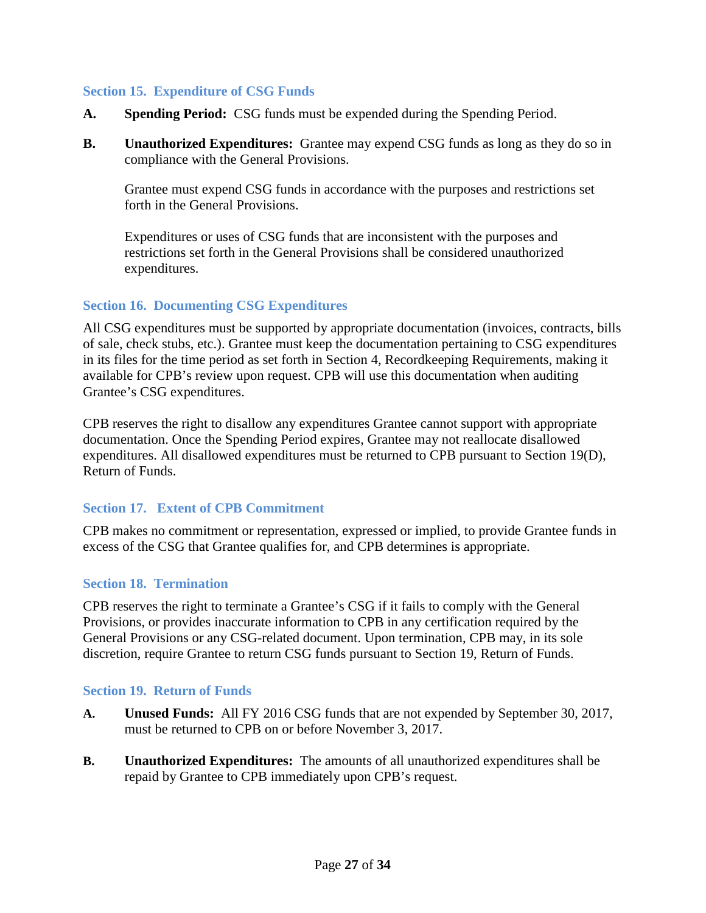### Section 15. Expenditure of CSG Funds

**A.** **Spending Period:** CSG funds must be expended during the Spending Period.

**B.** **Unauthorized Expenditures:** Grantee may expend CSG funds as long as they do so in compliance with the General Provisions.

Grantee must expend CSG funds in accordance with the purposes and restrictions set forth in the General Provisions.

Expenditures or uses of CSG funds that are inconsistent with the purposes and restrictions set forth in the General Provisions shall be considered unauthorized expenditures.

### Section 16. Documenting CSG Expenditures

All CSG expenditures must be supported by appropriate documentation (invoices, contracts, bills of sale, check stubs, etc.). Grantee must keep the documentation pertaining to CSG expenditures in its files for the time period as set forth in Section 4, Recordkeeping Requirements, making it available for CPB's review upon request. CPB will use this documentation when auditing Grantee's CSG expenditures.

CPB reserves the right to disallow any expenditures Grantee cannot support with appropriate documentation. Once the Spending Period expires, Grantee may not reallocate disallowed expenditures. All disallowed expenditures must be returned to CPB pursuant to Section 19(D), Return of Funds.

### Section 17. Extent of CPB Commitment

CPB makes no commitment or representation, expressed or implied, to provide Grantee funds in excess of the CSG that Grantee qualifies for, and CPB determines is appropriate.

### Section 18. Termination

CPB reserves the right to terminate a Grantee's CSG if it fails to comply with the General Provisions, or provides inaccurate information to CPB in any certification required by the General Provisions or any CSG-related document. Upon termination, CPB may, in its sole discretion, require Grantee to return CSG funds pursuant to Section 19, Return of Funds.

### Section 19. Return of Funds

**A.** **Unused Funds:** All FY 2016 CSG funds that are not expended by September 30, 2017, must be returned to CPB on or before November 3, 2017.

**B.** **Unauthorized Expenditures:** The amounts of all unauthorized expenditures shall be repaid by Grantee to CPB immediately upon CPB's request.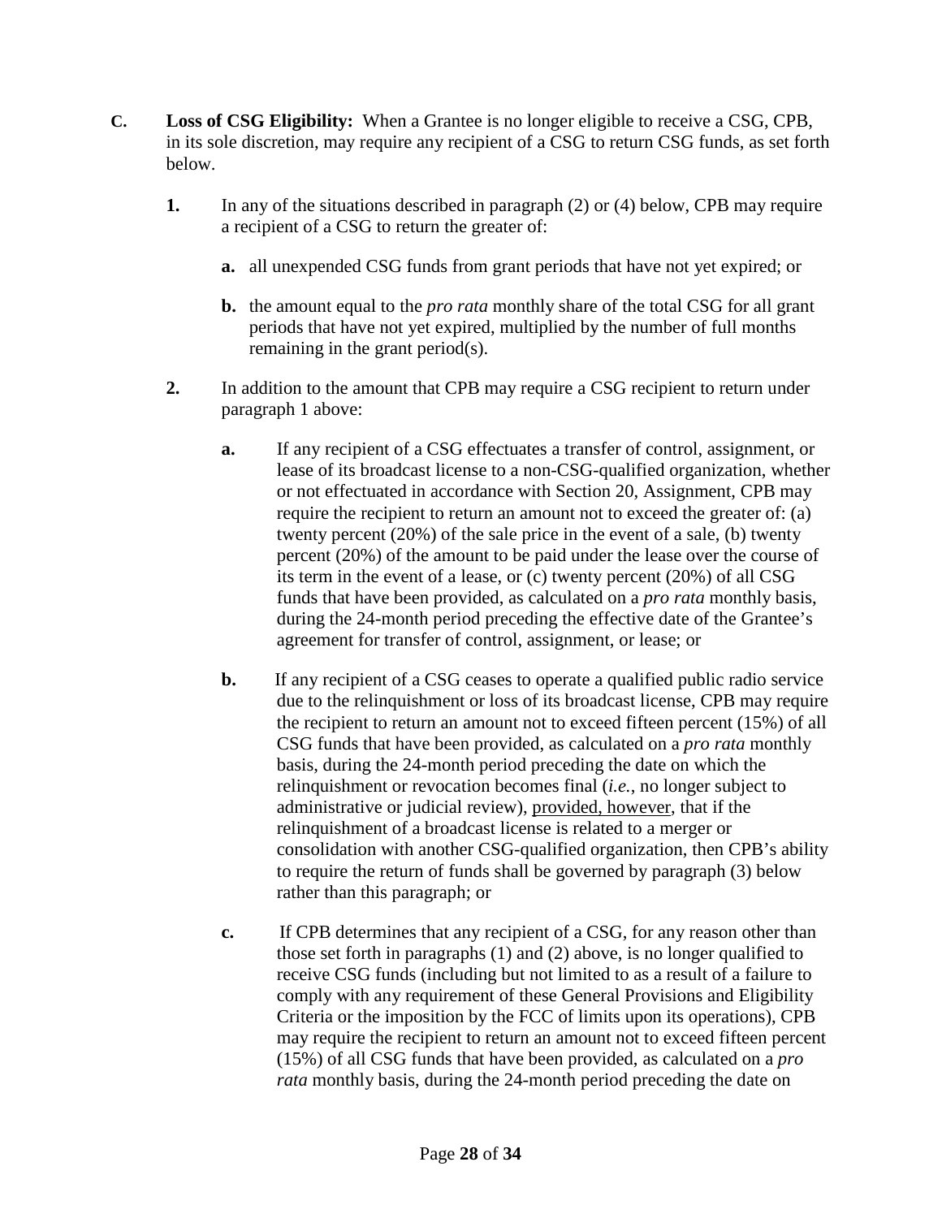**C.** **Loss of CSG Eligibility:** When a Grantee is no longer eligible to receive a CSG, CPB, in its sole discretion, may require any recipient of a CSG to return CSG funds, as set forth below.

**1.** In any of the situations described in paragraph (2) or (4) below, CPB may require a recipient of a CSG to return the greater of:

**a.** all unexpended CSG funds from grant periods that have not yet expired; or

**b.** the amount equal to the *pro rata* monthly share of the total CSG for all grant periods that have not yet expired, multiplied by the number of full months remaining in the grant period(s).

**2.** In addition to the amount that CPB may require a CSG recipient to return under paragraph 1 above:

**a.** If any recipient of a CSG effectuates a transfer of control, assignment, or lease of its broadcast license to a non-CSG-qualified organization, whether or not effectuated in accordance with Section 20, Assignment, CPB may require the recipient to return an amount not to exceed the greater of: (a) twenty percent (20%) of the sale price in the event of a sale, (b) twenty percent (20%) of the amount to be paid under the lease over the course of its term in the event of a lease, or (c) twenty percent (20%) of all CSG funds that have been provided, as calculated on a *pro rata* monthly basis, during the 24-month period preceding the effective date of the Grantee's agreement for transfer of control, assignment, or lease; or

**b.** If any recipient of a CSG ceases to operate a qualified public radio service due to the relinquishment or loss of its broadcast license, CPB may require the recipient to return an amount not to exceed fifteen percent (15%) of all CSG funds that have been provided, as calculated on a *pro rata* monthly basis, during the 24-month period preceding the date on which the relinquishment or revocation becomes final (*i.e.*, no longer subject to administrative or judicial review), <u>provided, however</u>, that if the relinquishment of a broadcast license is related to a merger or consolidation with another CSG-qualified organization, then CPB's ability to require the return of funds shall be governed by paragraph (3) below rather than this paragraph; or

**c.** If CPB determines that any recipient of a CSG, for any reason other than those set forth in paragraphs (1) and (2) above, is no longer qualified to receive CSG funds (including but not limited to as a result of a failure to comply with any requirement of these General Provisions and Eligibility Criteria or the imposition by the FCC of limits upon its operations), CPB may require the recipient to return an amount not to exceed fifteen percent (15%) of all CSG funds that have been provided, as calculated on a *pro rata* monthly basis, during the 24-month period preceding the date on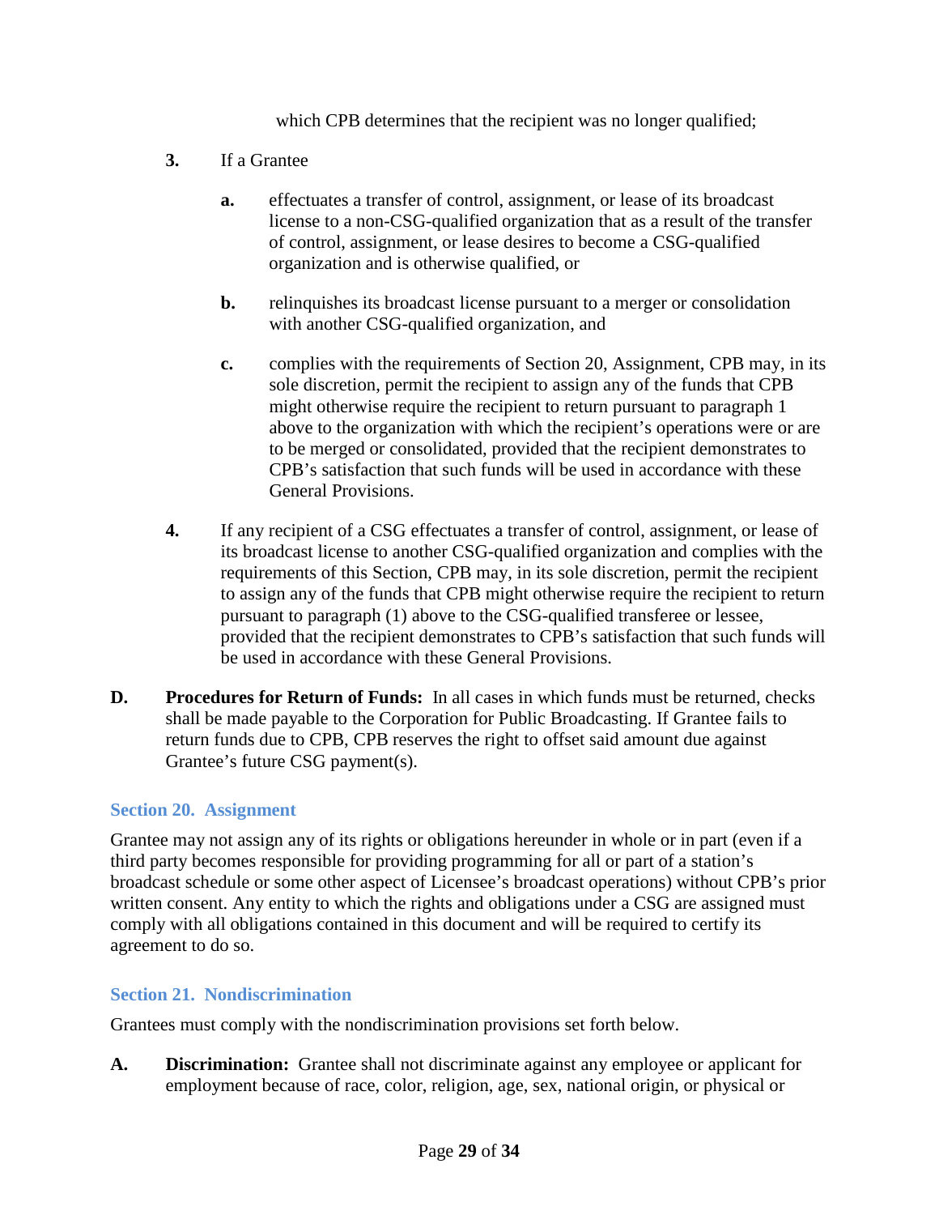which CPB determines that the recipient was no longer qualified;

**3.** If a Grantee

> **a.** effectuates a transfer of control, assignment, or lease of its broadcast license to a non-CSG-qualified organization that as a result of the transfer of control, assignment, or lease desires to become a CSG-qualified organization and is otherwise qualified, or
>
> **b.** relinquishes its broadcast license pursuant to a merger or consolidation with another CSG-qualified organization, and
>
> **c.** complies with the requirements of Section 20, Assignment, CPB may, in its sole discretion, permit the recipient to assign any of the funds that CPB might otherwise require the recipient to return pursuant to paragraph 1 above to the organization with which the recipient's operations were or are to be merged or consolidated, provided that the recipient demonstrates to CPB's satisfaction that such funds will be used in accordance with these General Provisions.

**4.** If any recipient of a CSG effectuates a transfer of control, assignment, or lease of its broadcast license to another CSG-qualified organization and complies with the requirements of this Section, CPB may, in its sole discretion, permit the recipient to assign any of the funds that CPB might otherwise require the recipient to return pursuant to paragraph (1) above to the CSG-qualified transferee or lessee, provided that the recipient demonstrates to CPB's satisfaction that such funds will be used in accordance with these General Provisions.

**D. Procedures for Return of Funds:** In all cases in which funds must be returned, checks shall be made payable to the Corporation for Public Broadcasting. If Grantee fails to return funds due to CPB, CPB reserves the right to offset said amount due against Grantee's future CSG payment(s).

## Section 20. Assignment

Grantee may not assign any of its rights or obligations hereunder in whole or in part (even if a third party becomes responsible for providing programming for all or part of a station's broadcast schedule or some other aspect of Licensee's broadcast operations) without CPB's prior written consent. Any entity to which the rights and obligations under a CSG are assigned must comply with all obligations contained in this document and will be required to certify its agreement to do so.

## Section 21. Nondiscrimination

Grantees must comply with the nondiscrimination provisions set forth below.

**A. Discrimination:** Grantee shall not discriminate against any employee or applicant for employment because of race, color, religion, age, sex, national origin, or physical or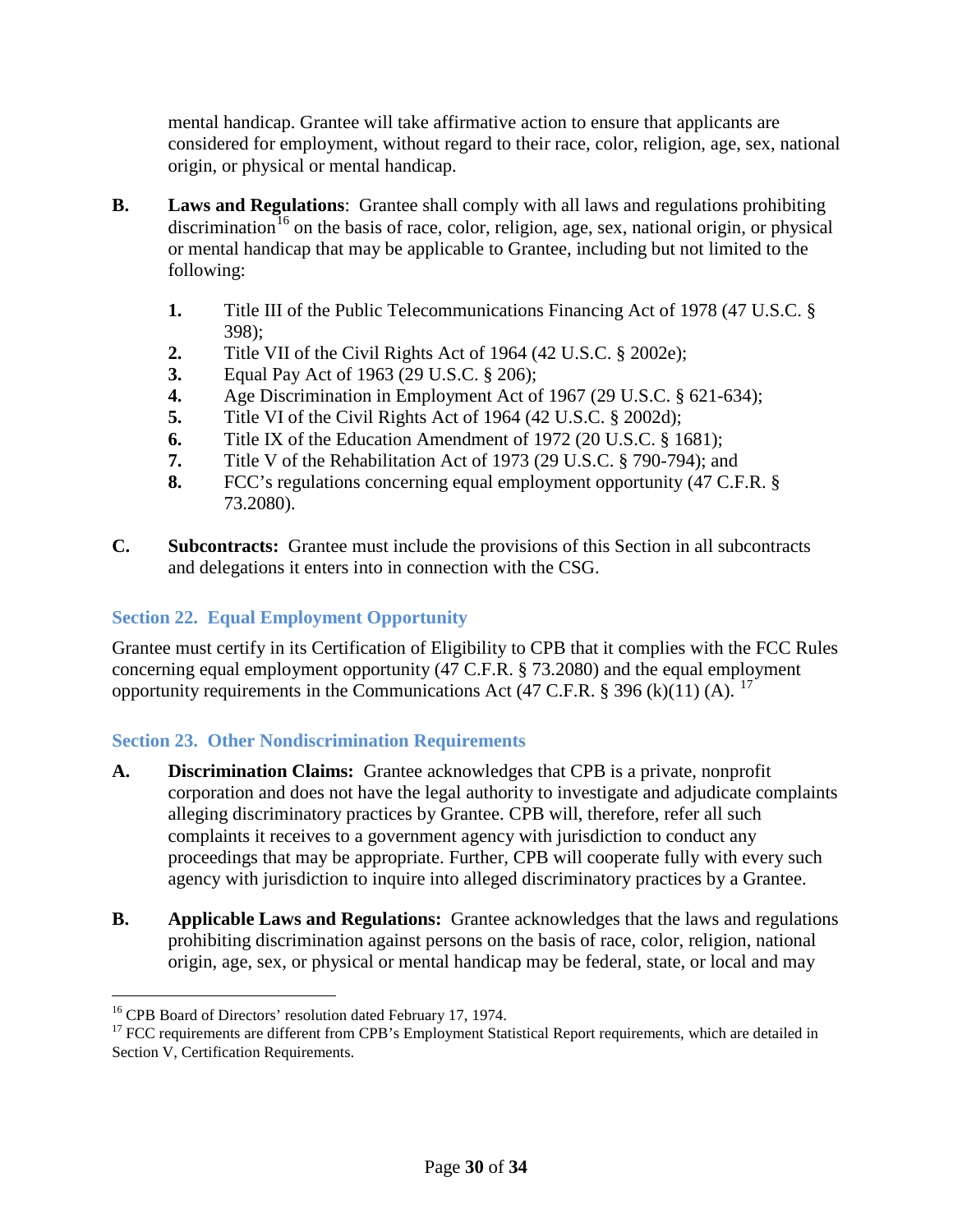mental handicap. Grantee will take affirmative action to ensure that applicants are considered for employment, without regard to their race, color, religion, age, sex, national origin, or physical or mental handicap.

**B. Laws and Regulations**: Grantee shall comply with all laws and regulations prohibiting discrimination[16] on the basis of race, color, religion, age, sex, national origin, or physical or mental handicap that may be applicable to Grantee, including but not limited to the following:

1. Title III of the Public Telecommunications Financing Act of 1978 (47 U.S.C. § 398);
2. Title VII of the Civil Rights Act of 1964 (42 U.S.C. § 2002e);
3. Equal Pay Act of 1963 (29 U.S.C. § 206);
4. Age Discrimination in Employment Act of 1967 (29 U.S.C. § 621-634);
5. Title VI of the Civil Rights Act of 1964 (42 U.S.C. § 2002d);
6. Title IX of the Education Amendment of 1972 (20 U.S.C. § 1681);
7. Title V of the Rehabilitation Act of 1973 (29 U.S.C. § 790-794); and
8. FCC's regulations concerning equal employment opportunity (47 C.F.R. § 73.2080).

**C. Subcontracts:** Grantee must include the provisions of this Section in all subcontracts and delegations it enters into in connection with the CSG.

## Section 22. Equal Employment Opportunity

Grantee must certify in its Certification of Eligibility to CPB that it complies with the FCC Rules concerning equal employment opportunity (47 C.F.R. § 73.2080) and the equal employment opportunity requirements in the Communications Act (47 C.F.R. § 396 (k)(11) (A). [17]

## Section 23. Other Nondiscrimination Requirements

**A. Discrimination Claims:** Grantee acknowledges that CPB is a private, nonprofit corporation and does not have the legal authority to investigate and adjudicate complaints alleging discriminatory practices by Grantee. CPB will, therefore, refer all such complaints it receives to a government agency with jurisdiction to conduct any proceedings that may be appropriate. Further, CPB will cooperate fully with every such agency with jurisdiction to inquire into alleged discriminatory practices by a Grantee.

**B. Applicable Laws and Regulations:** Grantee acknowledges that the laws and regulations prohibiting discrimination against persons on the basis of race, color, religion, national origin, age, sex, or physical or mental handicap may be federal, state, or local and may

---

[16] CPB Board of Directors' resolution dated February 17, 1974.

[17] FCC requirements are different from CPB's Employment Statistical Report requirements, which are detailed in Section V, Certification Requirements.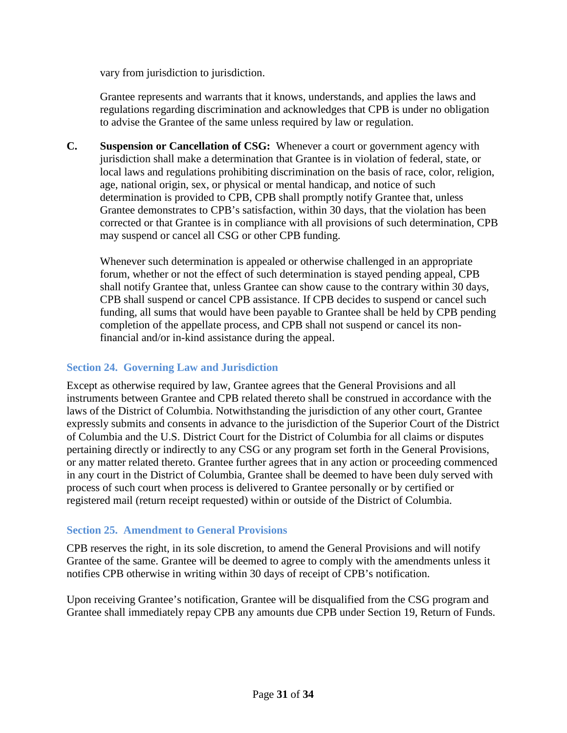vary from jurisdiction to jurisdiction.

Grantee represents and warrants that it knows, understands, and applies the laws and regulations regarding discrimination and acknowledges that CPB is under no obligation to advise the Grantee of the same unless required by law or regulation.

**C. Suspension or Cancellation of CSG:** Whenever a court or government agency with jurisdiction shall make a determination that Grantee is in violation of federal, state, or local laws and regulations prohibiting discrimination on the basis of race, color, religion, age, national origin, sex, or physical or mental handicap, and notice of such determination is provided to CPB, CPB shall promptly notify Grantee that, unless Grantee demonstrates to CPB's satisfaction, within 30 days, that the violation has been corrected or that Grantee is in compliance with all provisions of such determination, CPB may suspend or cancel all CSG or other CPB funding.

Whenever such determination is appealed or otherwise challenged in an appropriate forum, whether or not the effect of such determination is stayed pending appeal, CPB shall notify Grantee that, unless Grantee can show cause to the contrary within 30 days, CPB shall suspend or cancel CPB assistance. If CPB decides to suspend or cancel such funding, all sums that would have been payable to Grantee shall be held by CPB pending completion of the appellate process, and CPB shall not suspend or cancel its non-financial and/or in-kind assistance during the appeal.

### Section 24. Governing Law and Jurisdiction

Except as otherwise required by law, Grantee agrees that the General Provisions and all instruments between Grantee and CPB related thereto shall be construed in accordance with the laws of the District of Columbia. Notwithstanding the jurisdiction of any other court, Grantee expressly submits and consents in advance to the jurisdiction of the Superior Court of the District of Columbia and the U.S. District Court for the District of Columbia for all claims or disputes pertaining directly or indirectly to any CSG or any program set forth in the General Provisions, or any matter related thereto. Grantee further agrees that in any action or proceeding commenced in any court in the District of Columbia, Grantee shall be deemed to have been duly served with process of such court when process is delivered to Grantee personally or by certified or registered mail (return receipt requested) within or outside of the District of Columbia.

### Section 25. Amendment to General Provisions

CPB reserves the right, in its sole discretion, to amend the General Provisions and will notify Grantee of the same. Grantee will be deemed to agree to comply with the amendments unless it notifies CPB otherwise in writing within 30 days of receipt of CPB's notification.

Upon receiving Grantee's notification, Grantee will be disqualified from the CSG program and Grantee shall immediately repay CPB any amounts due CPB under Section 19, Return of Funds.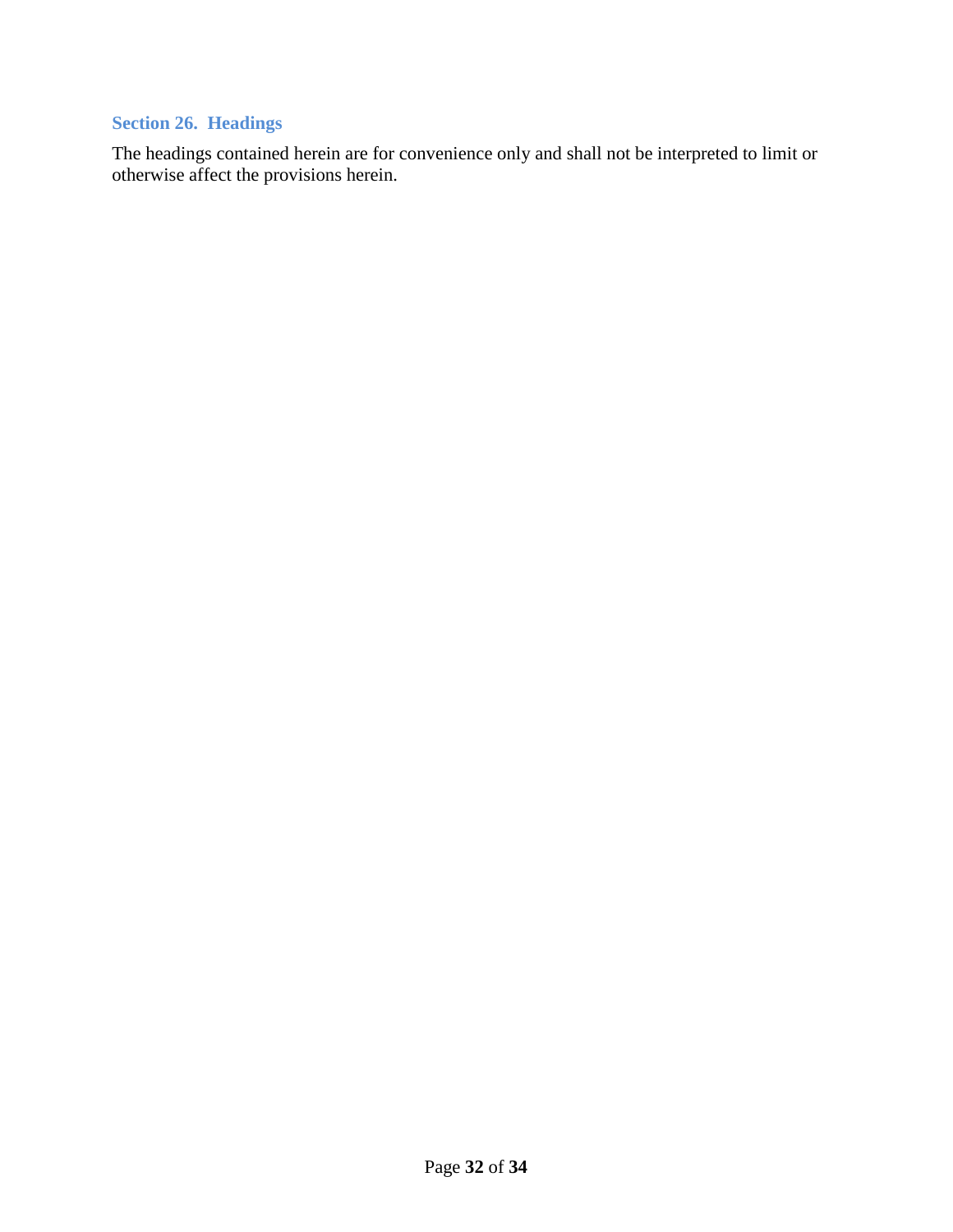### Section 26. Headings

The headings contained herein are for convenience only and shall not be interpreted to limit or otherwise affect the provisions herein.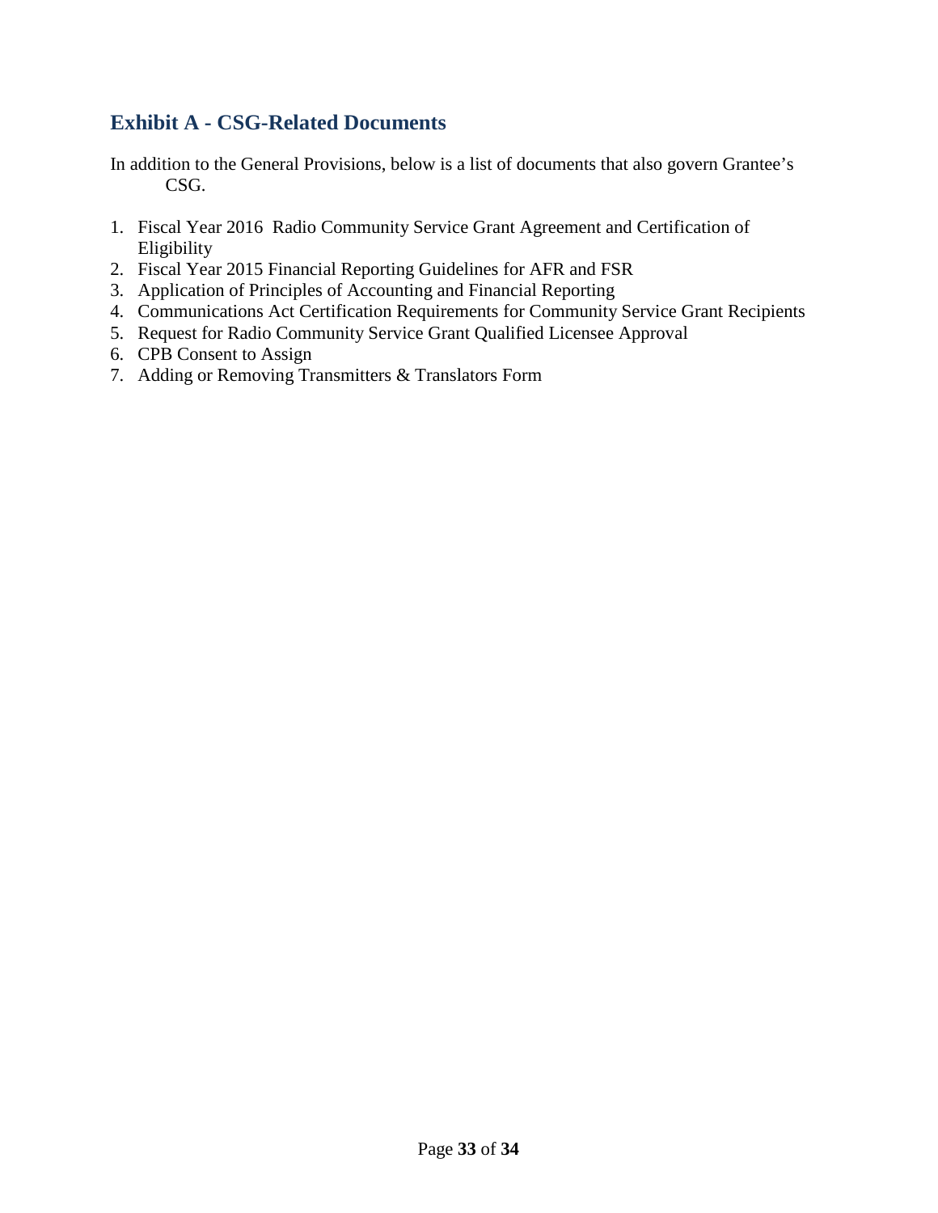## Exhibit A - CSG-Related Documents

In addition to the General Provisions, below is a list of documents that also govern Grantee's CSG.

1. Fiscal Year 2016 Radio Community Service Grant Agreement and Certification of Eligibility
2. Fiscal Year 2015 Financial Reporting Guidelines for AFR and FSR
3. Application of Principles of Accounting and Financial Reporting
4. Communications Act Certification Requirements for Community Service Grant Recipients
5. Request for Radio Community Service Grant Qualified Licensee Approval
6. CPB Consent to Assign
7. Adding or Removing Transmitters & Translators Form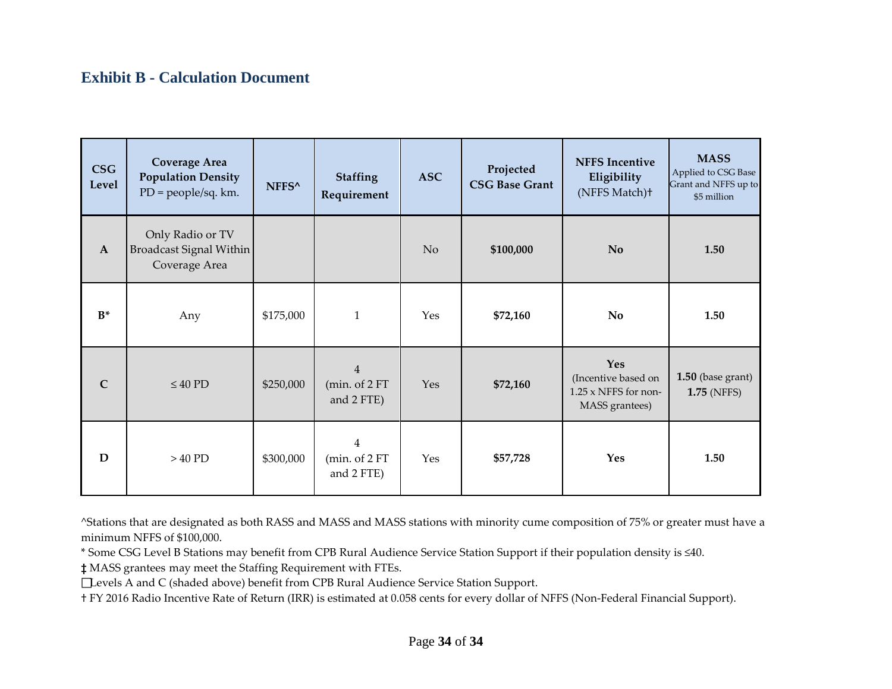## Exhibit B - Calculation Document

| CSG Level | Coverage Area Population Density PD = people/sq. km. | NFFS^ | Staffing Requirement | ASC | Projected CSG Base Grant | NFFS Incentive Eligibility (NFFS Match)† | MASS Applied to CSG Base Grant and NFFS up to $5 million |
|---|---|---|---|---|---|---|---|
| **A** | Only Radio or TV Broadcast Signal Within Coverage Area | | | No | **$100,000** | **No** | **1.50** |
| **B*** | Any | $175,000 | 1 | Yes | **$72,160** | **No** | **1.50** |
| **C** | ≤ 40 PD | $250,000 | 4 (min. of 2 FT and 2 FTE) | Yes | **$72,160** | **Yes** (Incentive based on 1.25 x NFFS for non-MASS grantees) | **1.50** (base grant) **1.75** (NFFS) |
| **D** | > 40 PD | $300,000 | 4 (min. of 2 FT and 2 FTE) | Yes | **$57,728** | **Yes** | **1.50** |

^Stations that are designated as both RASS and MASS and MASS stations with minority cume composition of 75% or greater must have a minimum NFFS of $100,000.

* Some CSG Level B Stations may benefit from CPB Rural Audience Service Station Support if their population density is ≤40.

‡ MASS grantees may meet the Staffing Requirement with FTEs.

☐Levels A and C (shaded above) benefit from CPB Rural Audience Service Station Support.

† FY 2016 Radio Incentive Rate of Return (IRR) is estimated at 0.058 cents for every dollar of NFFS (Non-Federal Financial Support).